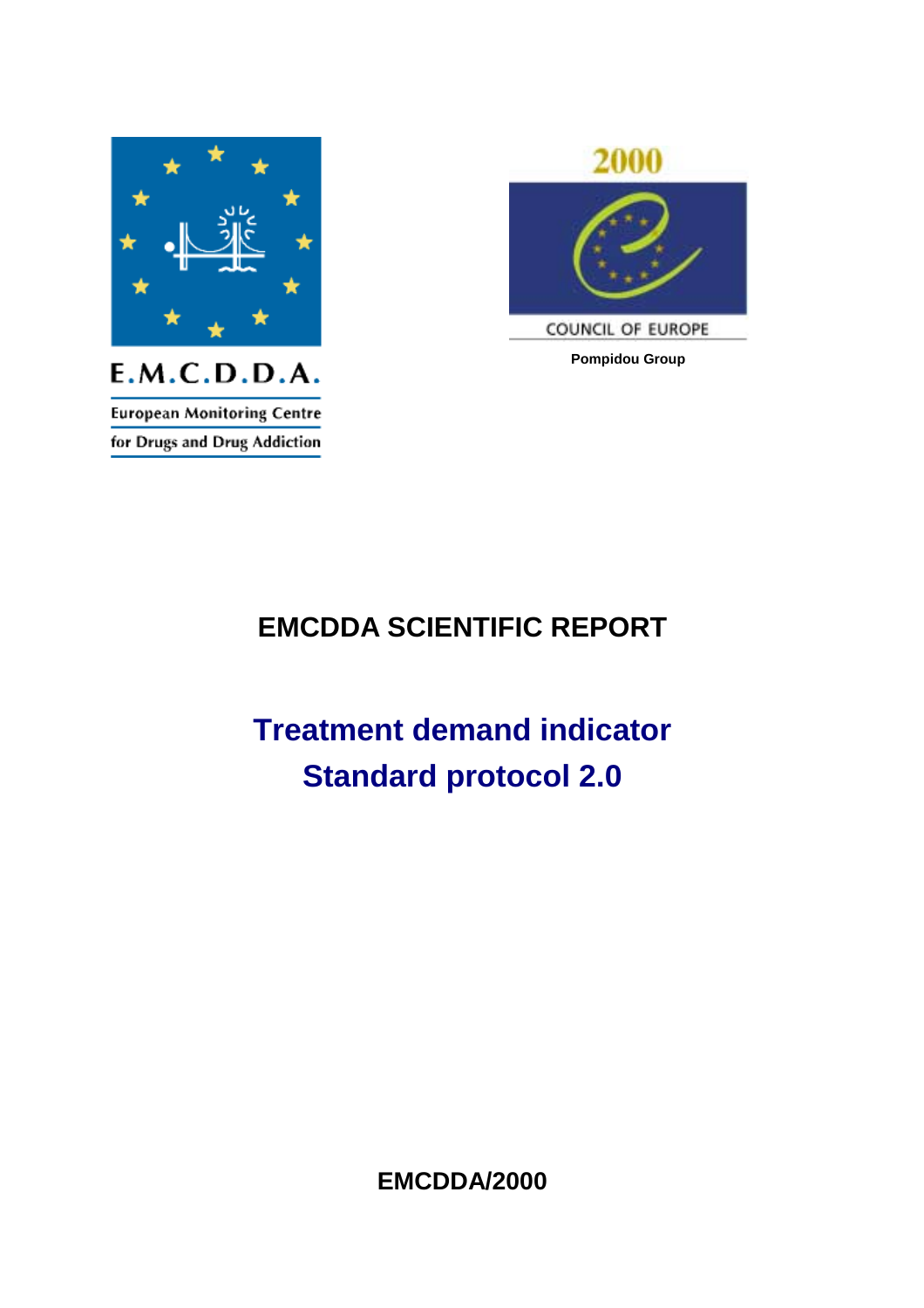E.M.C.D.D.A.

European Monitoring Centre for Drugs and Drug Addiction

2000

COUNCIL OF EUROPE

Pompidou Group

# EMCDDA SCIENTIFIC REPORT

# Treatment demand indicator Standard protocol 2.0

**EMCDDA/2000**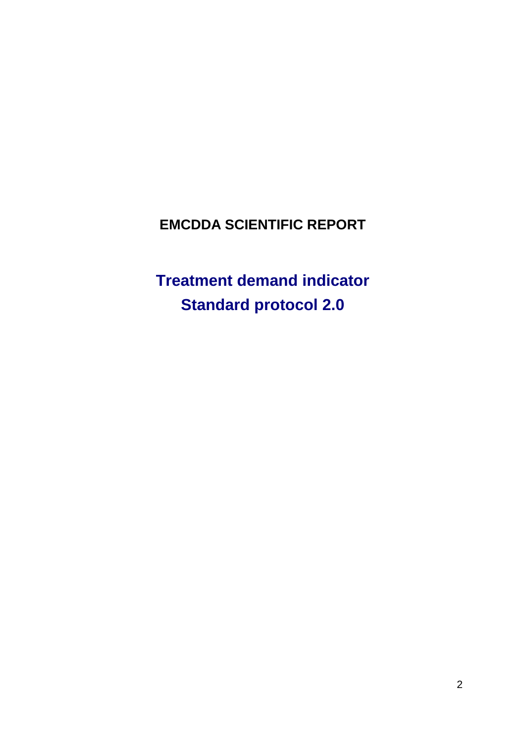**EMCDDA SCIENTIFIC REPORT**

# Treatment demand indicator
# Standard protocol 2.0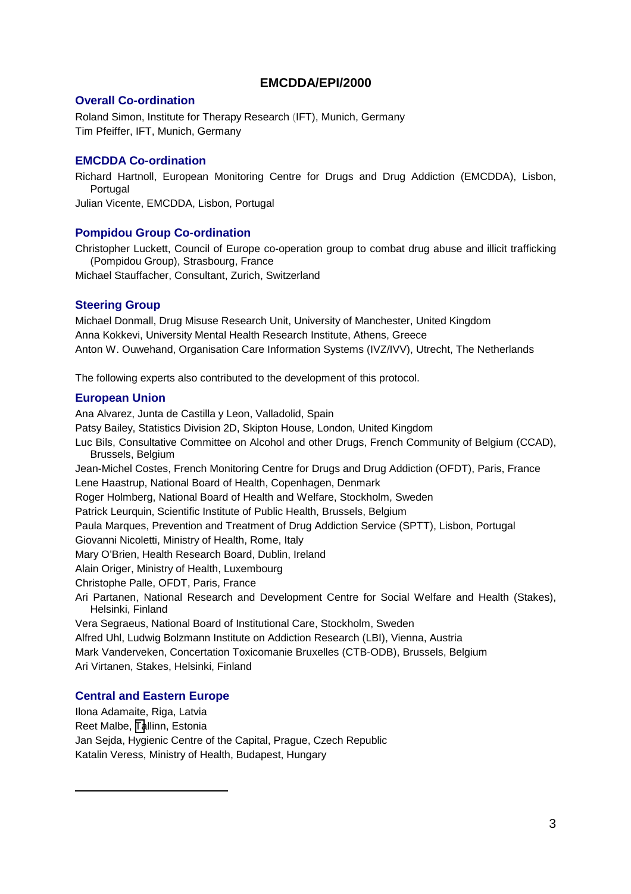**EMCDDA/EPI/2000**

## Overall Co-ordination

Roland Simon, Institute for Therapy Research (IFT), Munich, Germany
Tim Pfeiffer, IFT, Munich, Germany

## EMCDDA Co-ordination

Richard Hartnoll, European Monitoring Centre for Drugs and Drug Addiction (EMCDDA), Lisbon, Portugal
Julian Vicente, EMCDDA, Lisbon, Portugal

## Pompidou Group Co-ordination

Christopher Luckett, Council of Europe co-operation group to combat drug abuse and illicit trafficking (Pompidou Group), Strasbourg, France
Michael Stauffacher, Consultant, Zurich, Switzerland

## Steering Group

Michael Donmall, Drug Misuse Research Unit, University of Manchester, United Kingdom
Anna Kokkevi, University Mental Health Research Institute, Athens, Greece
Anton W. Ouwehand, Organisation Care Information Systems (IVZ/IVV), Utrecht, The Netherlands

The following experts also contributed to the development of this protocol.

## European Union

Ana Alvarez, Junta de Castilla y Leon, Valladolid, Spain
Patsy Bailey, Statistics Division 2D, Skipton House, London, United Kingdom
Luc Bils, Consultative Committee on Alcohol and other Drugs, French Community of Belgium (CCAD), Brussels, Belgium
Jean-Michel Costes, French Monitoring Centre for Drugs and Drug Addiction (OFDT), Paris, France
Lene Haastrup, National Board of Health, Copenhagen, Denmark
Roger Holmberg, National Board of Health and Welfare, Stockholm, Sweden
Patrick Leurquin, Scientific Institute of Public Health, Brussels, Belgium
Paula Marques, Prevention and Treatment of Drug Addiction Service (SPTT), Lisbon, Portugal
Giovanni Nicoletti, Ministry of Health, Rome, Italy
Mary O'Brien, Health Research Board, Dublin, Ireland
Alain Origer, Ministry of Health, Luxembourg
Christophe Palle, OFDT, Paris, France
Ari Partanen, National Research and Development Centre for Social Welfare and Health (Stakes), Helsinki, Finland
Vera Segraeus, National Board of Institutional Care, Stockholm, Sweden
Alfred Uhl, Ludwig Bolzmann Institute on Addiction Research (LBI), Vienna, Austria
Mark Vanderveken, Concertation Toxicomanie Bruxelles (CTB-ODB), Brussels, Belgium
Ari Virtanen, Stakes, Helsinki, Finland

## Central and Eastern Europe

Ilona Adamaite, Riga, Latvia
Reet Malbe, Tallinn, Estonia
Jan Sejda, Hygienic Centre of the Capital, Prague, Czech Republic
Katalin Veress, Ministry of Health, Budapest, Hungary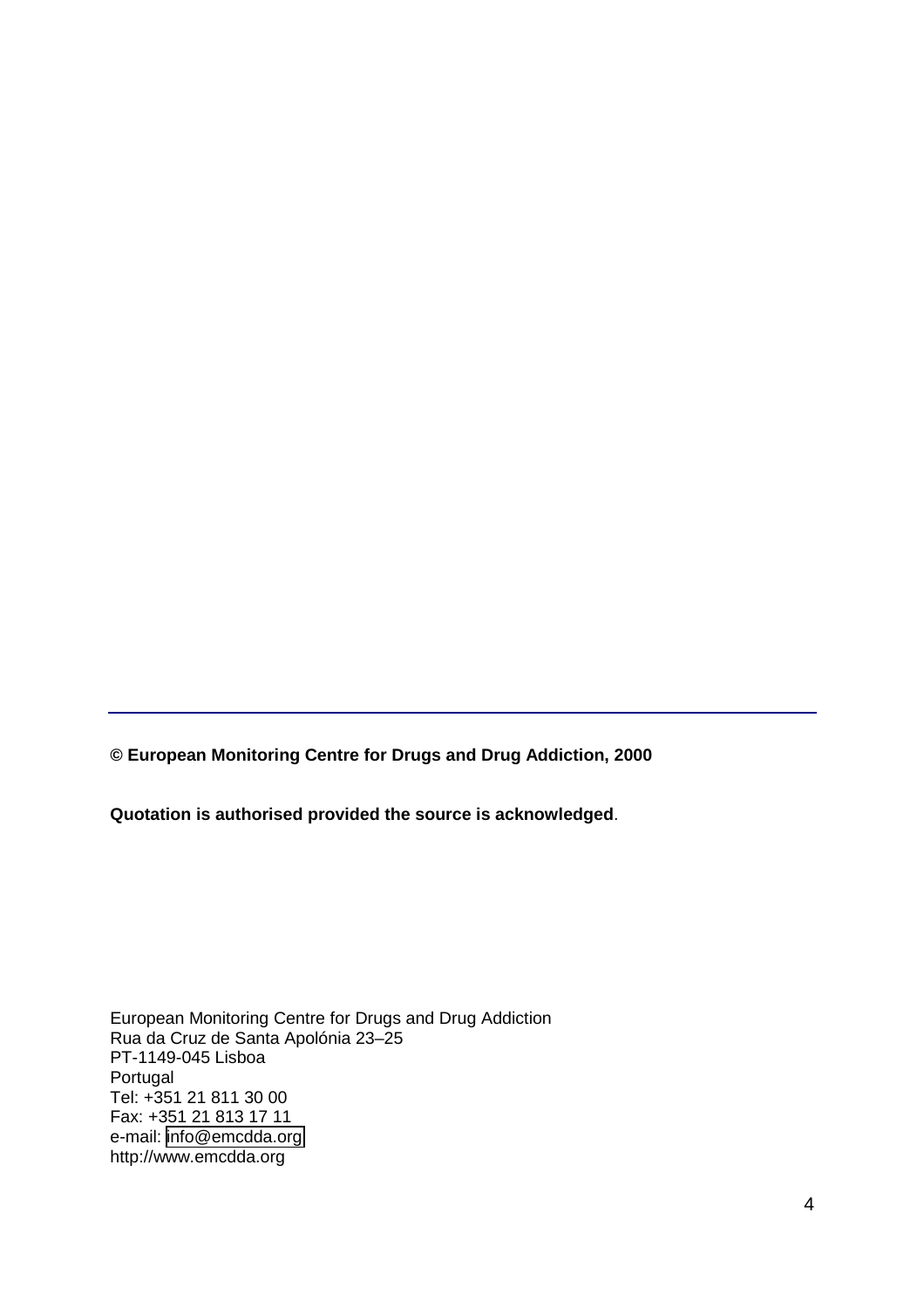---

**© European Monitoring Centre for Drugs and Drug Addiction, 2000**

**Quotation is authorised provided the source is acknowledged**.

European Monitoring Centre for Drugs and Drug Addiction
Rua da Cruz de Santa Apolónia 23–25
PT-1149-045 Lisboa
Portugal
Tel: +351 21 811 30 00
Fax: +351 21 813 17 11
e-mail: info@emcdda.org
http://www.emcdda.org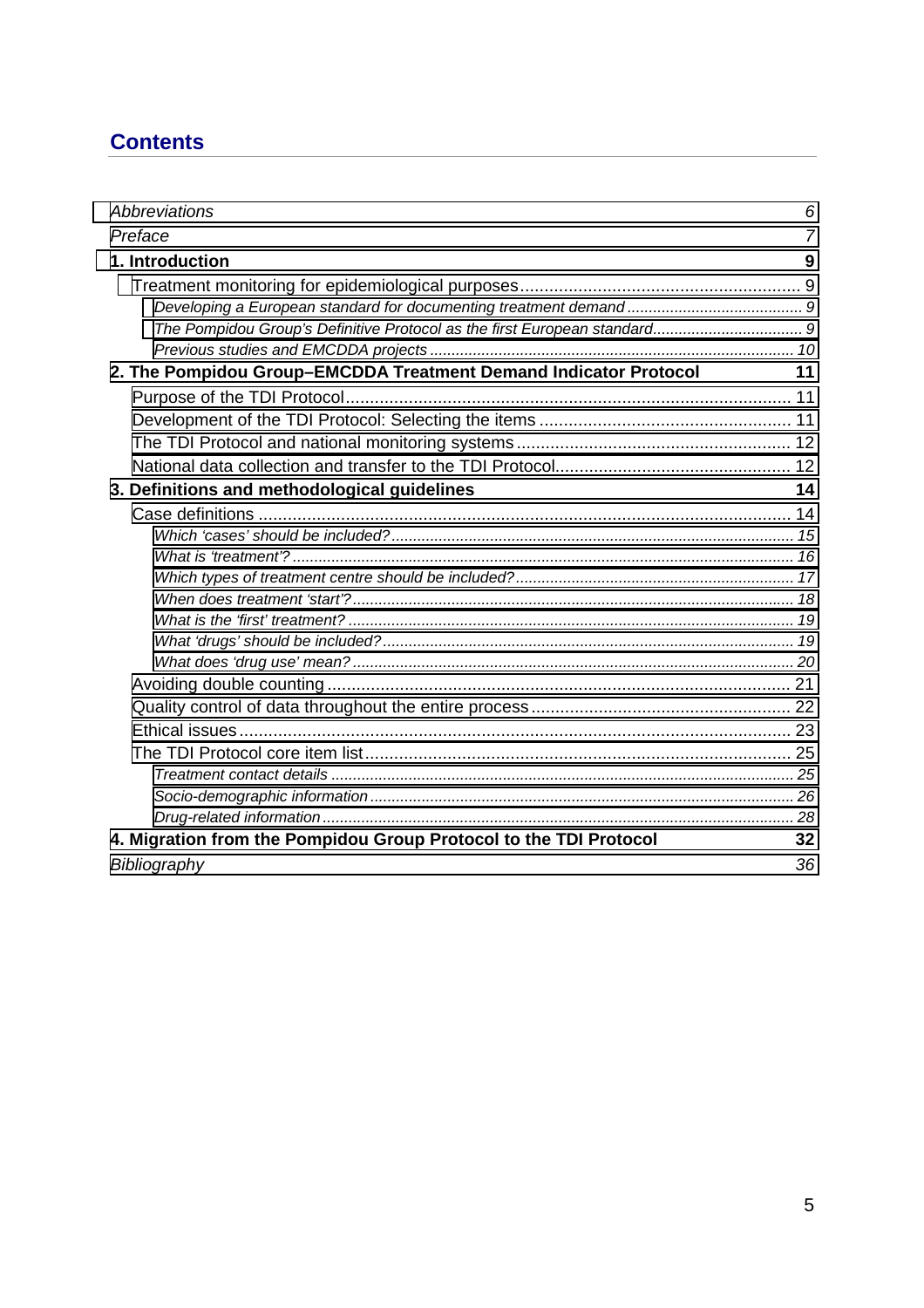## Contents

*Abbreviations* ........ *6*

*Preface* ........ *7*

**1. Introduction** ........ **9**

- Treatment monitoring for epidemiological purposes ........ 9
  - *Developing a European standard for documenting treatment demand ........ 9*
  - *The Pompidou Group's Definitive Protocol as the first European standard ........ 9*
  - *Previous studies and EMCDDA projects ........ 10*

**2. The Pompidou Group–EMCDDA Treatment Demand Indicator Protocol** ........ **11**

- Purpose of the TDI Protocol ........ 11
- Development of the TDI Protocol: Selecting the items ........ 11
- The TDI Protocol and national monitoring systems ........ 12
- National data collection and transfer to the TDI Protocol ........ 12

**3. Definitions and methodological guidelines** ........ **14**

- Case definitions ........ 14
  - *Which 'cases' should be included? ........ 15*
  - *What is 'treatment'? ........ 16*
  - *Which types of treatment centre should be included? ........ 17*
  - *When does treatment 'start'? ........ 18*
  - *What is the 'first' treatment? ........ 19*
  - *What 'drugs' should be included? ........ 19*
  - *What does 'drug use' mean? ........ 20*
- Avoiding double counting ........ 21
- Quality control of data throughout the entire process ........ 22
- Ethical issues ........ 23
- The TDI Protocol core item list ........ 25
  - *Treatment contact details ........ 25*
  - *Socio-demographic information ........ 26*
  - *Drug-related information ........ 28*

**4. Migration from the Pompidou Group Protocol to the TDI Protocol** ........ **32**

*Bibliography* ........ *36*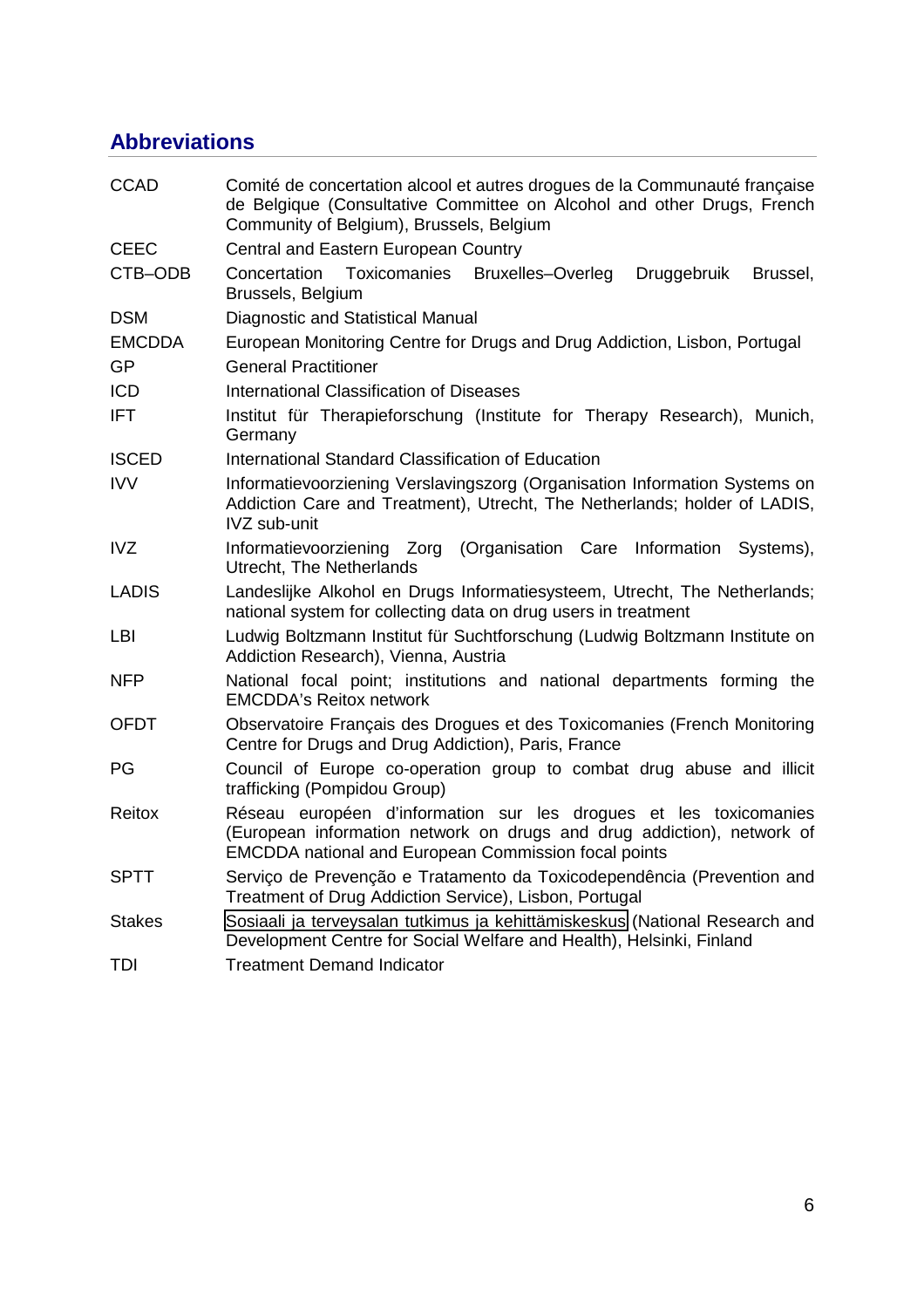## Abbreviations

| | |
|---|---|
| CCAD | Comité de concertation alcool et autres drogues de la Communauté française de Belgique (Consultative Committee on Alcohol and other Drugs, French Community of Belgium), Brussels, Belgium |
| CEEC | Central and Eastern European Country |
| CTB–ODB | Concertation Toxicomanies Bruxelles–Overleg Druggebruik Brussel, Brussels, Belgium |
| DSM | Diagnostic and Statistical Manual |
| EMCDDA | European Monitoring Centre for Drugs and Drug Addiction, Lisbon, Portugal |
| GP | General Practitioner |
| ICD | International Classification of Diseases |
| IFT | Institut für Therapieforschung (Institute for Therapy Research), Munich, Germany |
| ISCED | International Standard Classification of Education |
| IVV | Informatievoorziening Verslavingszorg (Organisation Information Systems on Addiction Care and Treatment), Utrecht, The Netherlands; holder of LADIS, IVZ sub-unit |
| IVZ | Informatievoorziening Zorg (Organisation Care Information Systems), Utrecht, The Netherlands |
| LADIS | Landeslijke Alkohol en Drugs Informatiesysteem, Utrecht, The Netherlands; national system for collecting data on drug users in treatment |
| LBI | Ludwig Boltzmann Institut für Suchtforschung (Ludwig Boltzmann Institute on Addiction Research), Vienna, Austria |
| NFP | National focal point; institutions and national departments forming the EMCDDA's Reitox network |
| OFDT | Observatoire Français des Drogues et des Toxicomanies (French Monitoring Centre for Drugs and Drug Addiction), Paris, France |
| PG | Council of Europe co-operation group to combat drug abuse and illicit trafficking (Pompidou Group) |
| Reitox | Réseau européen d'information sur les drogues et les toxicomanies (European information network on drugs and drug addiction), network of EMCDDA national and European Commission focal points |
| SPTT | Serviço de Prevenção e Tratamento da Toxicodependência (Prevention and Treatment of Drug Addiction Service), Lisbon, Portugal |
| Stakes | Sosiaali ja terveysalan tutkimus ja kehittämiskeskus (National Research and Development Centre for Social Welfare and Health), Helsinki, Finland |
| TDI | Treatment Demand Indicator |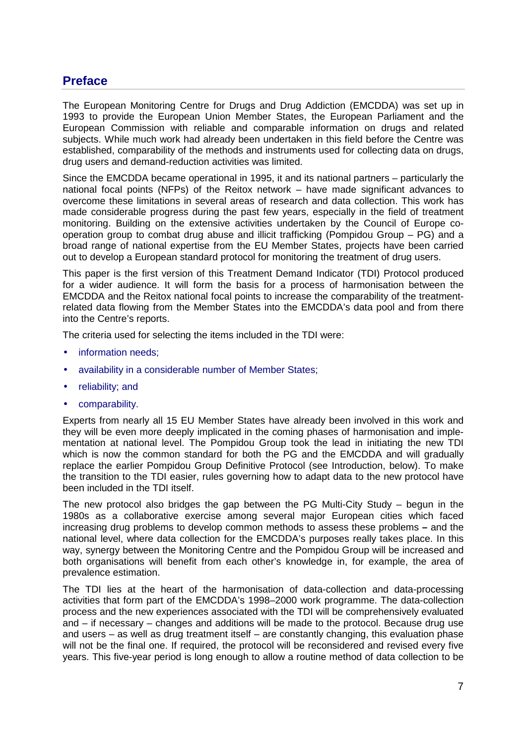## Preface

The European Monitoring Centre for Drugs and Drug Addiction (EMCDDA) was set up in 1993 to provide the European Union Member States, the European Parliament and the European Commission with reliable and comparable information on drugs and related subjects. While much work had already been undertaken in this field before the Centre was established, comparability of the methods and instruments used for collecting data on drugs, drug users and demand-reduction activities was limited.

Since the EMCDDA became operational in 1995, it and its national partners – particularly the national focal points (NFPs) of the Reitox network – have made significant advances to overcome these limitations in several areas of research and data collection. This work has made considerable progress during the past few years, especially in the field of treatment monitoring. Building on the extensive activities undertaken by the Council of Europe co-operation group to combat drug abuse and illicit trafficking (Pompidou Group – PG) and a broad range of national expertise from the EU Member States, projects have been carried out to develop a European standard protocol for monitoring the treatment of drug users.

This paper is the first version of this Treatment Demand Indicator (TDI) Protocol produced for a wider audience. It will form the basis for a process of harmonisation between the EMCDDA and the Reitox national focal points to increase the comparability of the treatment-related data flowing from the Member States into the EMCDDA's data pool and from there into the Centre's reports.

The criteria used for selecting the items included in the TDI were:

- information needs;
- availability in a considerable number of Member States;
- reliability; and
- comparability.

Experts from nearly all 15 EU Member States have already been involved in this work and they will be even more deeply implicated in the coming phases of harmonisation and implementation at national level. The Pompidou Group took the lead in initiating the new TDI which is now the common standard for both the PG and the EMCDDA and will gradually replace the earlier Pompidou Group Definitive Protocol (see Introduction, below). To make the transition to the TDI easier, rules governing how to adapt data to the new protocol have been included in the TDI itself.

The new protocol also bridges the gap between the PG Multi-City Study – begun in the 1980s as a collaborative exercise among several major European cities which faced increasing drug problems to develop common methods to assess these problems **–** and the national level, where data collection for the EMCDDA's purposes really takes place. In this way, synergy between the Monitoring Centre and the Pompidou Group will be increased and both organisations will benefit from each other's knowledge in, for example, the area of prevalence estimation.

The TDI lies at the heart of the harmonisation of data-collection and data-processing activities that form part of the EMCDDA's 1998–2000 work programme. The data-collection process and the new experiences associated with the TDI will be comprehensively evaluated and – if necessary – changes and additions will be made to the protocol. Because drug use and users – as well as drug treatment itself – are constantly changing, this evaluation phase will not be the final one. If required, the protocol will be reconsidered and revised every five years. This five-year period is long enough to allow a routine method of data collection to be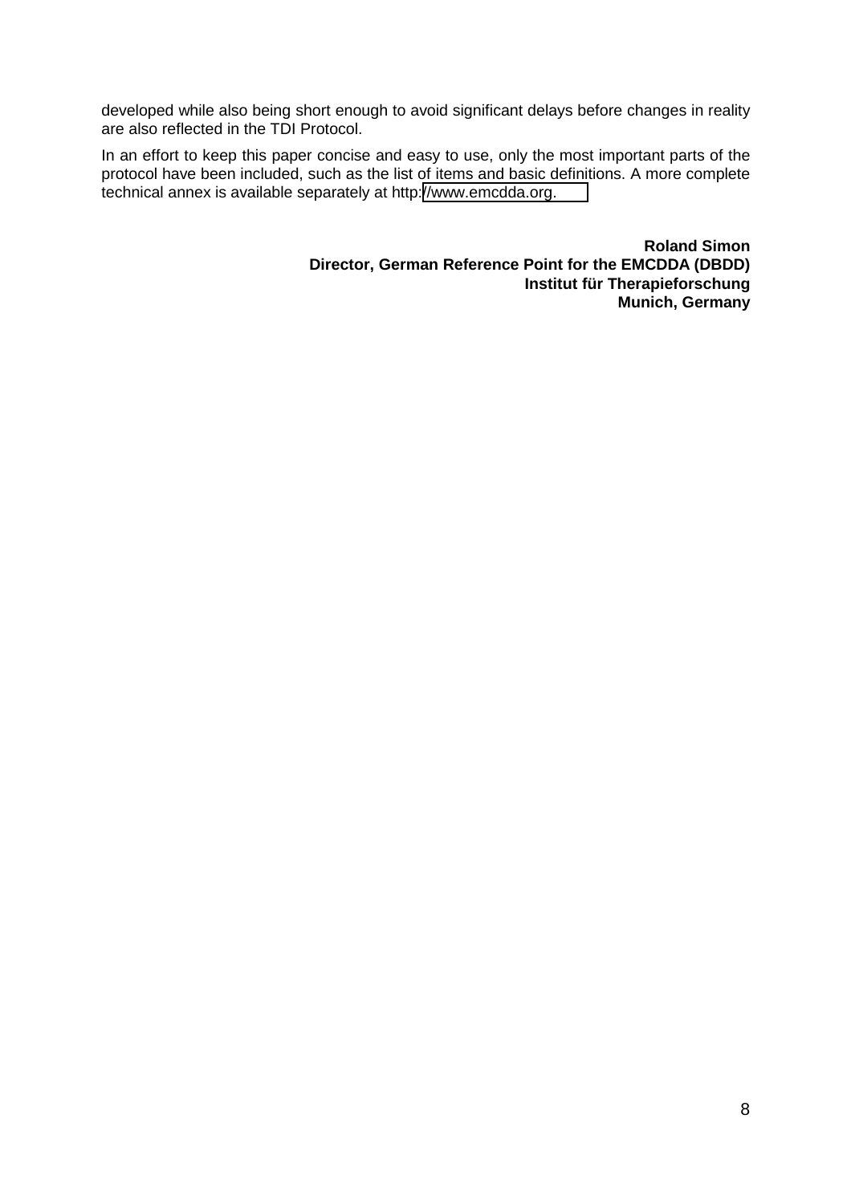developed while also being short enough to avoid significant delays before changes in reality are also reflected in the TDI Protocol.

In an effort to keep this paper concise and easy to use, only the most important parts of the protocol have been included, such as the list of items and basic definitions. A more complete technical annex is available separately at http://www.emcdda.org.

**Roland Simon**
**Director, German Reference Point for the EMCDDA (DBDD)**
**Institut für Therapieforschung**
**Munich, Germany**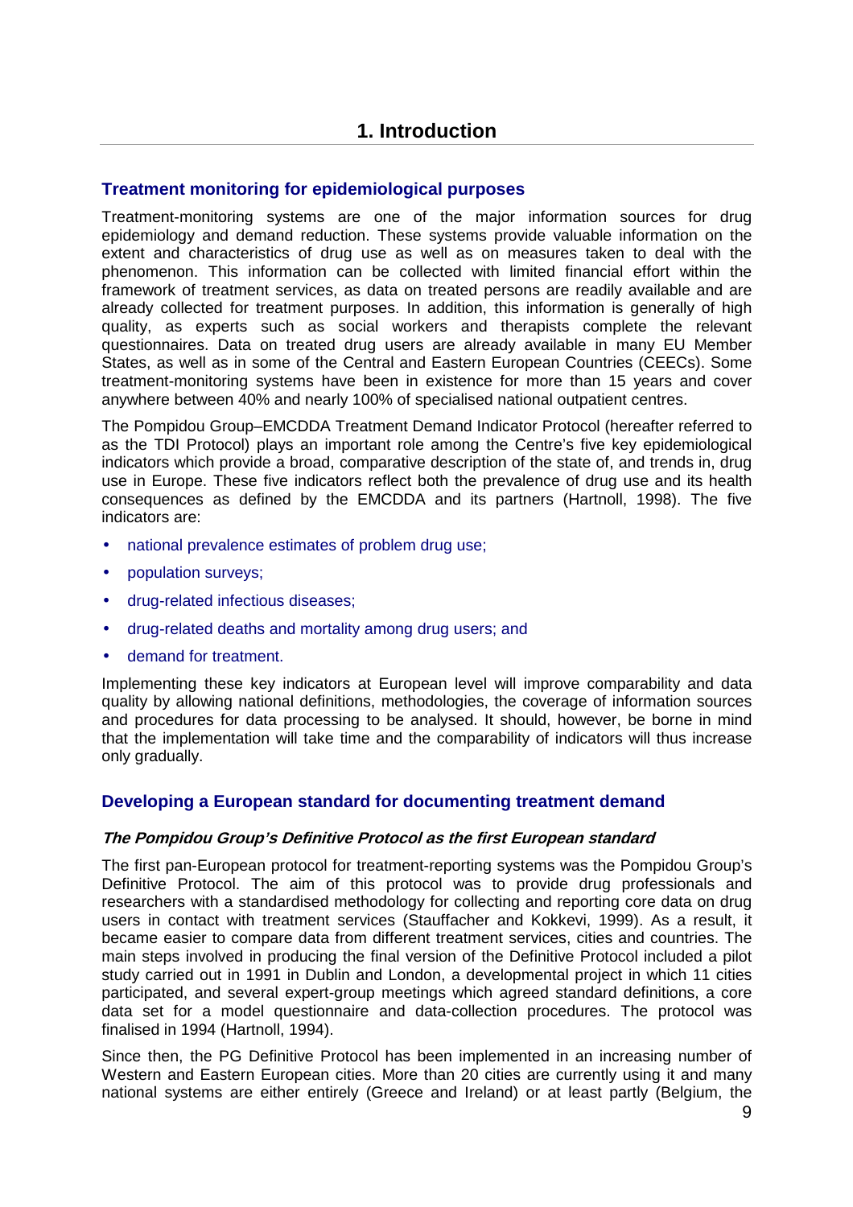# 1. Introduction

## Treatment monitoring for epidemiological purposes

Treatment-monitoring systems are one of the major information sources for drug epidemiology and demand reduction. These systems provide valuable information on the extent and characteristics of drug use as well as on measures taken to deal with the phenomenon. This information can be collected with limited financial effort within the framework of treatment services, as data on treated persons are readily available and are already collected for treatment purposes. In addition, this information is generally of high quality, as experts such as social workers and therapists complete the relevant questionnaires. Data on treated drug users are already available in many EU Member States, as well as in some of the Central and Eastern European Countries (CEECs). Some treatment-monitoring systems have been in existence for more than 15 years and cover anywhere between 40% and nearly 100% of specialised national outpatient centres.

The Pompidou Group–EMCDDA Treatment Demand Indicator Protocol (hereafter referred to as the TDI Protocol) plays an important role among the Centre's five key epidemiological indicators which provide a broad, comparative description of the state of, and trends in, drug use in Europe. These five indicators reflect both the prevalence of drug use and its health consequences as defined by the EMCDDA and its partners (Hartnoll, 1998). The five indicators are:

- national prevalence estimates of problem drug use;
- population surveys;
- drug-related infectious diseases;
- drug-related deaths and mortality among drug users; and
- demand for treatment.

Implementing these key indicators at European level will improve comparability and data quality by allowing national definitions, methodologies, the coverage of information sources and procedures for data processing to be analysed. It should, however, be borne in mind that the implementation will take time and the comparability of indicators will thus increase only gradually.

## Developing a European standard for documenting treatment demand

### *The Pompidou Group's Definitive Protocol as the first European standard*

The first pan-European protocol for treatment-reporting systems was the Pompidou Group's Definitive Protocol. The aim of this protocol was to provide drug professionals and researchers with a standardised methodology for collecting and reporting core data on drug users in contact with treatment services (Stauffacher and Kokkevi, 1999). As a result, it became easier to compare data from different treatment services, cities and countries. The main steps involved in producing the final version of the Definitive Protocol included a pilot study carried out in 1991 in Dublin and London, a developmental project in which 11 cities participated, and several expert-group meetings which agreed standard definitions, a core data set for a model questionnaire and data-collection procedures. The protocol was finalised in 1994 (Hartnoll, 1994).

Since then, the PG Definitive Protocol has been implemented in an increasing number of Western and Eastern European cities. More than 20 cities are currently using it and many national systems are either entirely (Greece and Ireland) or at least partly (Belgium, the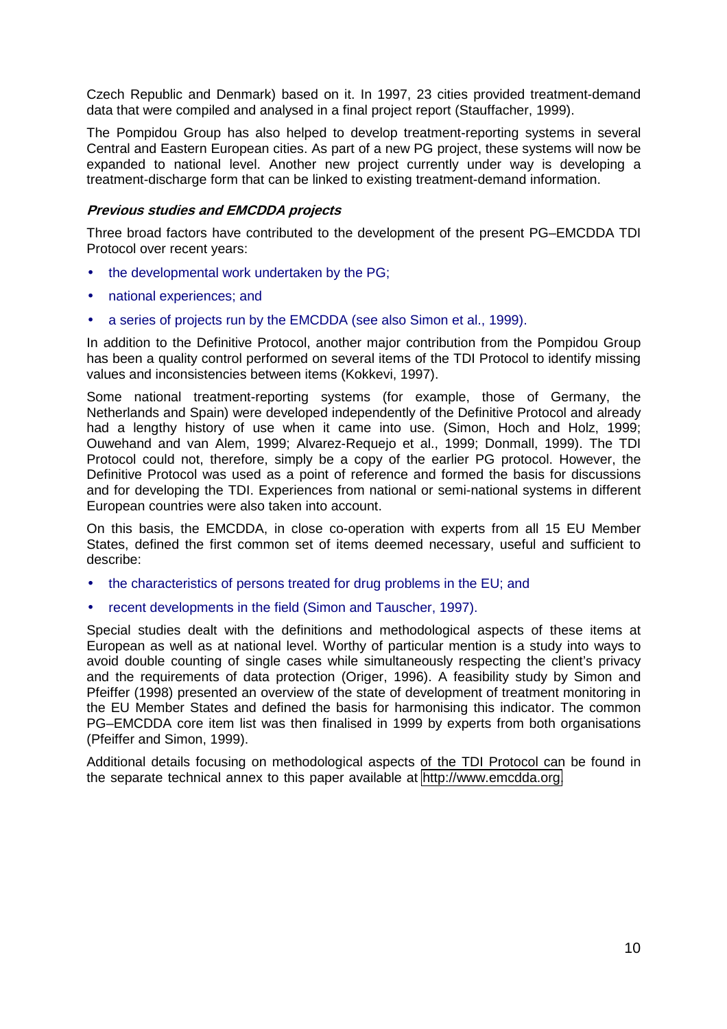Czech Republic and Denmark) based on it. In 1997, 23 cities provided treatment-demand data that were compiled and analysed in a final project report (Stauffacher, 1999).

The Pompidou Group has also helped to develop treatment-reporting systems in several Central and Eastern European cities. As part of a new PG project, these systems will now be expanded to national level. Another new project currently under way is developing a treatment-discharge form that can be linked to existing treatment-demand information.

### *Previous studies and EMCDDA projects*

Three broad factors have contributed to the development of the present PG–EMCDDA TDI Protocol over recent years:

- the developmental work undertaken by the PG;
- national experiences; and
- a series of projects run by the EMCDDA (see also Simon et al., 1999).

In addition to the Definitive Protocol, another major contribution from the Pompidou Group has been a quality control performed on several items of the TDI Protocol to identify missing values and inconsistencies between items (Kokkevi, 1997).

Some national treatment-reporting systems (for example, those of Germany, the Netherlands and Spain) were developed independently of the Definitive Protocol and already had a lengthy history of use when it came into use. (Simon, Hoch and Holz, 1999; Ouwehand and van Alem, 1999; Alvarez-Requejo et al., 1999; Donmall, 1999). The TDI Protocol could not, therefore, simply be a copy of the earlier PG protocol. However, the Definitive Protocol was used as a point of reference and formed the basis for discussions and for developing the TDI. Experiences from national or semi-national systems in different European countries were also taken into account.

On this basis, the EMCDDA, in close co-operation with experts from all 15 EU Member States, defined the first common set of items deemed necessary, useful and sufficient to describe:

- the characteristics of persons treated for drug problems in the EU; and
- recent developments in the field (Simon and Tauscher, 1997).

Special studies dealt with the definitions and methodological aspects of these items at European as well as at national level. Worthy of particular mention is a study into ways to avoid double counting of single cases while simultaneously respecting the client's privacy and the requirements of data protection (Origer, 1996). A feasibility study by Simon and Pfeiffer (1998) presented an overview of the state of development of treatment monitoring in the EU Member States and defined the basis for harmonising this indicator. The common PG–EMCDDA core item list was then finalised in 1999 by experts from both organisations (Pfeiffer and Simon, 1999).

Additional details focusing on methodological aspects of the TDI Protocol can be found in the separate technical annex to this paper available at http://www.emcdda.org.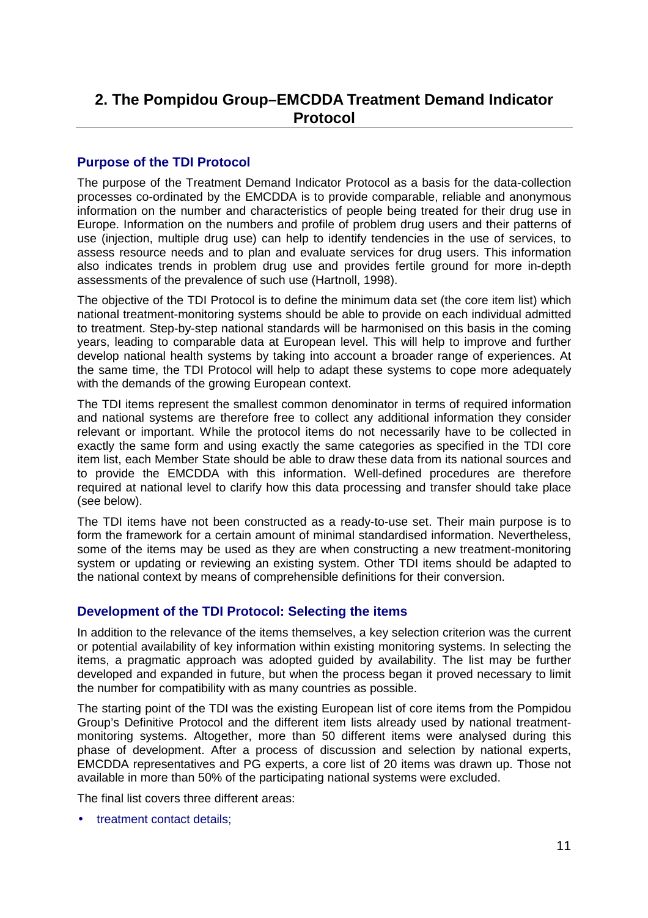## 2. The Pompidou Group–EMCDDA Treatment Demand Indicator Protocol

### Purpose of the TDI Protocol

The purpose of the Treatment Demand Indicator Protocol as a basis for the data-collection processes co-ordinated by the EMCDDA is to provide comparable, reliable and anonymous information on the number and characteristics of people being treated for their drug use in Europe. Information on the numbers and profile of problem drug users and their patterns of use (injection, multiple drug use) can help to identify tendencies in the use of services, to assess resource needs and to plan and evaluate services for drug users. This information also indicates trends in problem drug use and provides fertile ground for more in-depth assessments of the prevalence of such use (Hartnoll, 1998).

The objective of the TDI Protocol is to define the minimum data set (the core item list) which national treatment-monitoring systems should be able to provide on each individual admitted to treatment. Step-by-step national standards will be harmonised on this basis in the coming years, leading to comparable data at European level. This will help to improve and further develop national health systems by taking into account a broader range of experiences. At the same time, the TDI Protocol will help to adapt these systems to cope more adequately with the demands of the growing European context.

The TDI items represent the smallest common denominator in terms of required information and national systems are therefore free to collect any additional information they consider relevant or important. While the protocol items do not necessarily have to be collected in exactly the same form and using exactly the same categories as specified in the TDI core item list, each Member State should be able to draw these data from its national sources and to provide the EMCDDA with this information. Well-defined procedures are therefore required at national level to clarify how this data processing and transfer should take place (see below).

The TDI items have not been constructed as a ready-to-use set. Their main purpose is to form the framework for a certain amount of minimal standardised information. Nevertheless, some of the items may be used as they are when constructing a new treatment-monitoring system or updating or reviewing an existing system. Other TDI items should be adapted to the national context by means of comprehensible definitions for their conversion.

### Development of the TDI Protocol: Selecting the items

In addition to the relevance of the items themselves, a key selection criterion was the current or potential availability of key information within existing monitoring systems. In selecting the items, a pragmatic approach was adopted guided by availability. The list may be further developed and expanded in future, but when the process began it proved necessary to limit the number for compatibility with as many countries as possible.

The starting point of the TDI was the existing European list of core items from the Pompidou Group's Definitive Protocol and the different item lists already used by national treatment-monitoring systems. Altogether, more than 50 different items were analysed during this phase of development. After a process of discussion and selection by national experts, EMCDDA representatives and PG experts, a core list of 20 items was drawn up. Those not available in more than 50% of the participating national systems were excluded.

The final list covers three different areas:

- treatment contact details;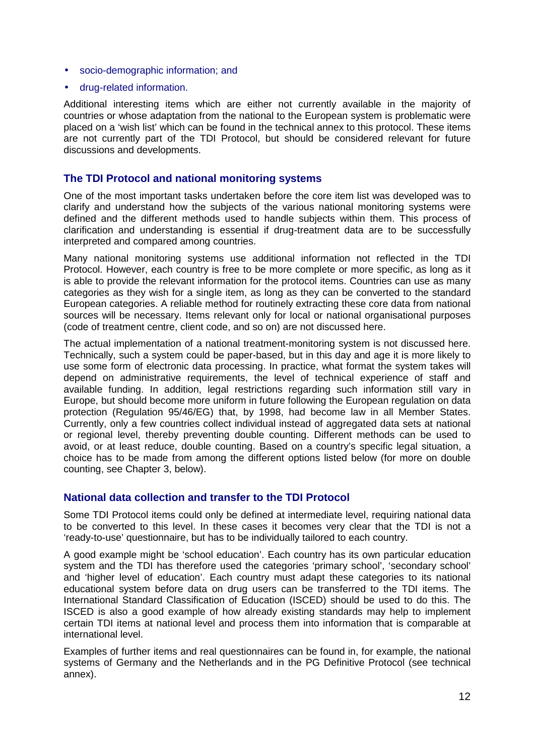- socio-demographic information; and
- drug-related information.

Additional interesting items which are either not currently available in the majority of countries or whose adaptation from the national to the European system is problematic were placed on a 'wish list' which can be found in the technical annex to this protocol. These items are not currently part of the TDI Protocol, but should be considered relevant for future discussions and developments.

### The TDI Protocol and national monitoring systems

One of the most important tasks undertaken before the core item list was developed was to clarify and understand how the subjects of the various national monitoring systems were defined and the different methods used to handle subjects within them. This process of clarification and understanding is essential if drug-treatment data are to be successfully interpreted and compared among countries.

Many national monitoring systems use additional information not reflected in the TDI Protocol. However, each country is free to be more complete or more specific, as long as it is able to provide the relevant information for the protocol items. Countries can use as many categories as they wish for a single item, as long as they can be converted to the standard European categories. A reliable method for routinely extracting these core data from national sources will be necessary. Items relevant only for local or national organisational purposes (code of treatment centre, client code, and so on) are not discussed here.

The actual implementation of a national treatment-monitoring system is not discussed here. Technically, such a system could be paper-based, but in this day and age it is more likely to use some form of electronic data processing. In practice, what format the system takes will depend on administrative requirements, the level of technical experience of staff and available funding. In addition, legal restrictions regarding such information still vary in Europe, but should become more uniform in future following the European regulation on data protection (Regulation 95/46/EG) that, by 1998, had become law in all Member States. Currently, only a few countries collect individual instead of aggregated data sets at national or regional level, thereby preventing double counting. Different methods can be used to avoid, or at least reduce, double counting. Based on a country's specific legal situation, a choice has to be made from among the different options listed below (for more on double counting, see Chapter 3, below).

### National data collection and transfer to the TDI Protocol

Some TDI Protocol items could only be defined at intermediate level, requiring national data to be converted to this level. In these cases it becomes very clear that the TDI is not a 'ready-to-use' questionnaire, but has to be individually tailored to each country.

A good example might be 'school education'. Each country has its own particular education system and the TDI has therefore used the categories 'primary school', 'secondary school' and 'higher level of education'. Each country must adapt these categories to its national educational system before data on drug users can be transferred to the TDI items. The International Standard Classification of Education (ISCED) should be used to do this. The ISCED is also a good example of how already existing standards may help to implement certain TDI items at national level and process them into information that is comparable at international level.

Examples of further items and real questionnaires can be found in, for example, the national systems of Germany and the Netherlands and in the PG Definitive Protocol (see technical annex).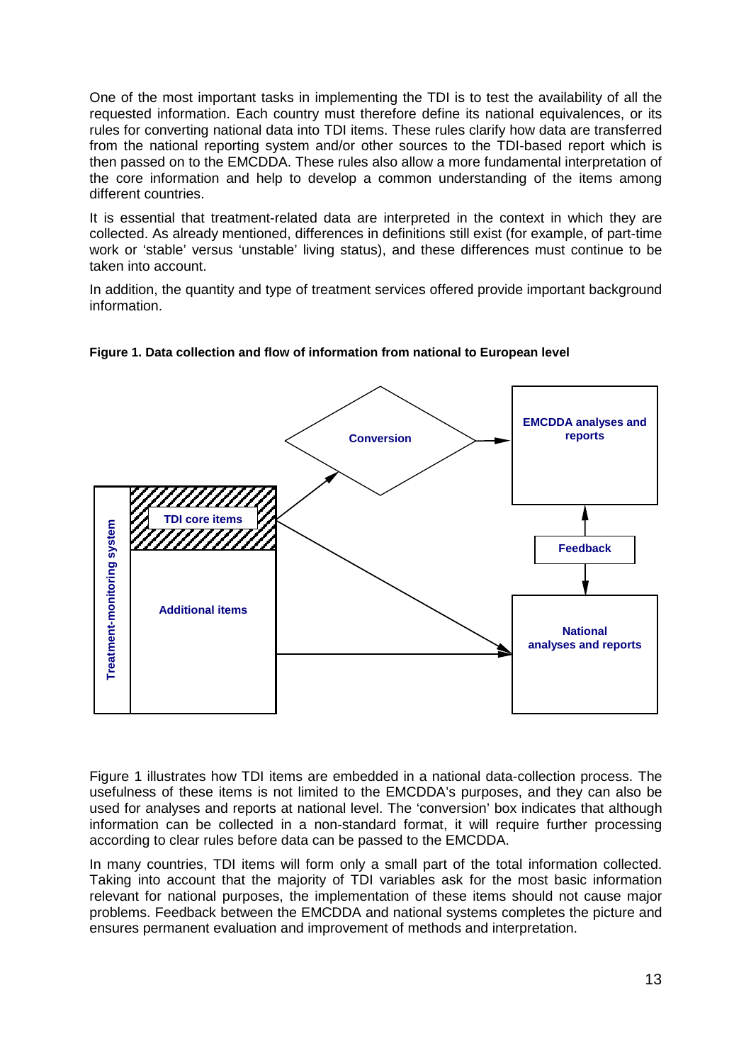One of the most important tasks in implementing the TDI is to test the availability of all the requested information. Each country must therefore define its national equivalences, or its rules for converting national data into TDI items. These rules clarify how data are transferred from the national reporting system and/or other sources to the TDI-based report which is then passed on to the EMCDDA. These rules also allow a more fundamental interpretation of the core information and help to develop a common understanding of the items among different countries.

It is essential that treatment-related data are interpreted in the context in which they are collected. As already mentioned, differences in definitions still exist (for example, of part-time work or 'stable' versus 'unstable' living status), and these differences must continue to be taken into account.

In addition, the quantity and type of treatment services offered provide important background information.

**Figure 1. Data collection and flow of information from national to European level**

Treatment-monitoring system

TDI core items

Additional items

Conversion

EMCDDA analyses and reports

Feedback

National analyses and reports

Figure 1 illustrates how TDI items are embedded in a national data-collection process. The usefulness of these items is not limited to the EMCDDA's purposes, and they can also be used for analyses and reports at national level. The 'conversion' box indicates that although information can be collected in a non-standard format, it will require further processing according to clear rules before data can be passed to the EMCDDA.

In many countries, TDI items will form only a small part of the total information collected. Taking into account that the majority of TDI variables ask for the most basic information relevant for national purposes, the implementation of these items should not cause major problems. Feedback between the EMCDDA and national systems completes the picture and ensures permanent evaluation and improvement of methods and interpretation.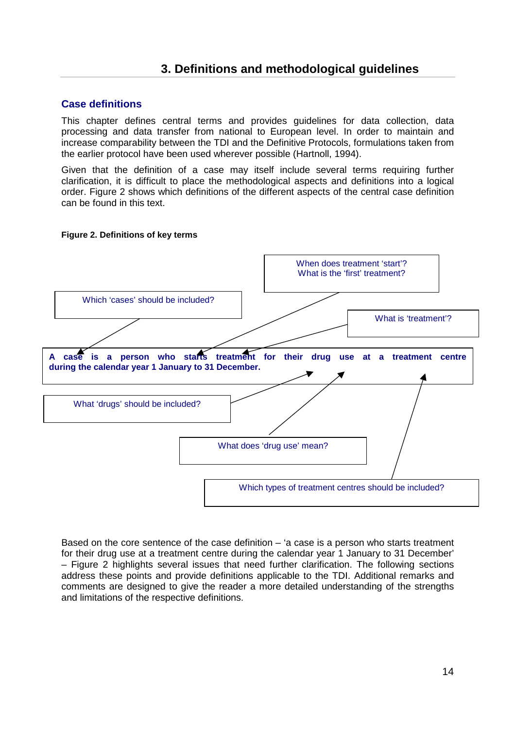# 3. Definitions and methodological guidelines

## Case definitions

This chapter defines central terms and provides guidelines for data collection, data processing and data transfer from national to European level. In order to maintain and increase comparability between the TDI and the Definitive Protocols, formulations taken from the earlier protocol have been used wherever possible (Hartnoll, 1994).

Given that the definition of a case may itself include several terms requiring further clarification, it is difficult to place the methodological aspects and definitions into a logical order. Figure 2 shows which definitions of the different aspects of the central case definition can be found in this text.

**Figure 2. Definitions of key terms**

When does treatment 'start'?
What is the 'first' treatment?

Which 'cases' should be included?

What is 'treatment'?

**A case is a person who starts treatment for their drug use at a treatment centre during the calendar year 1 January to 31 December.**

What 'drugs' should be included?

What does 'drug use' mean?

Which types of treatment centres should be included?

Based on the core sentence of the case definition – 'a case is a person who starts treatment for their drug use at a treatment centre during the calendar year 1 January to 31 December' – Figure 2 highlights several issues that need further clarification. The following sections address these points and provide definitions applicable to the TDI. Additional remarks and comments are designed to give the reader a more detailed understanding of the strengths and limitations of the respective definitions.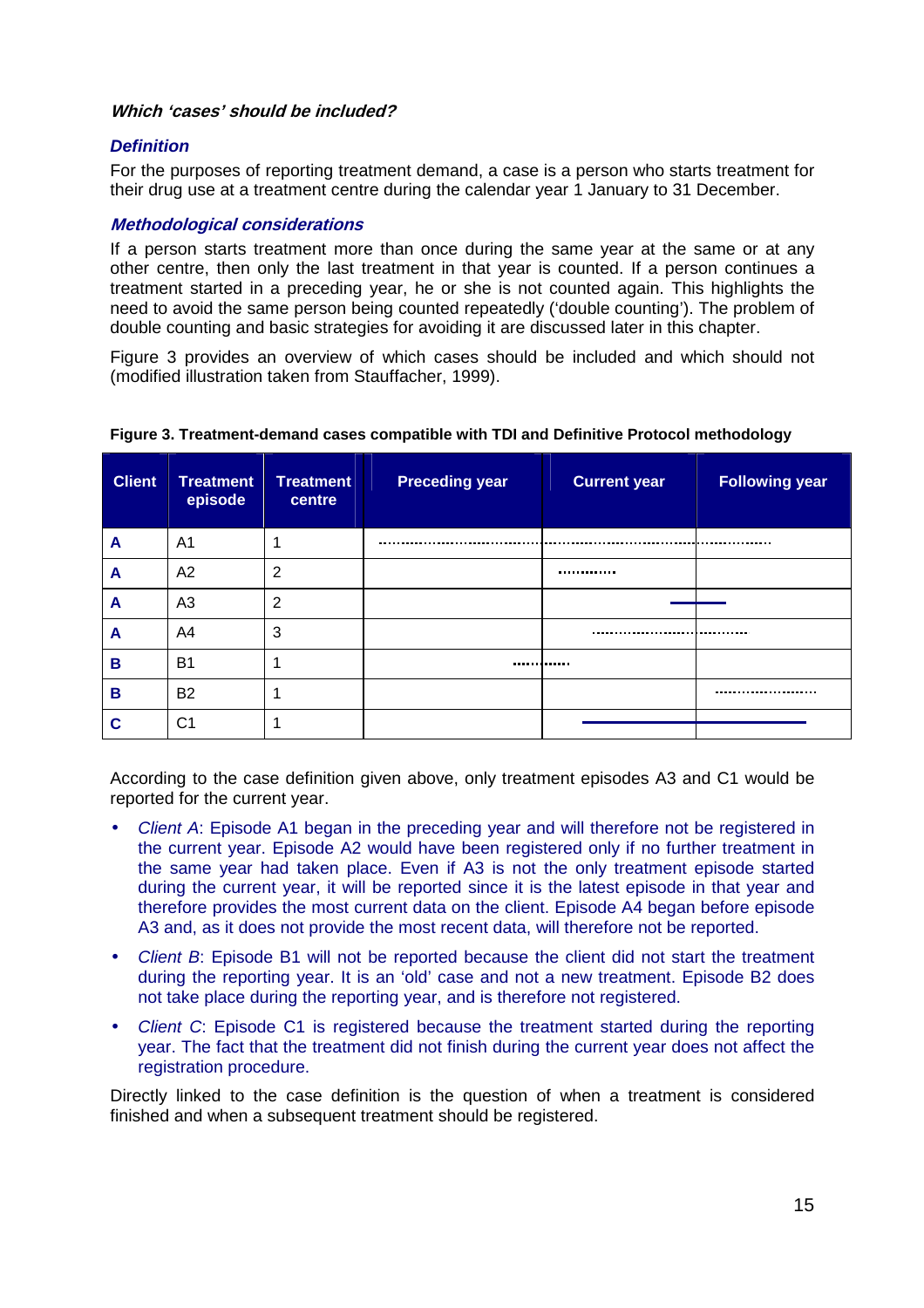***Which 'cases' should be included?***

***Definition***

For the purposes of reporting treatment demand, a case is a person who starts treatment for their drug use at a treatment centre during the calendar year 1 January to 31 December.

***Methodological considerations***

If a person starts treatment more than once during the same year at the same or at any other centre, then only the last treatment in that year is counted. If a person continues a treatment started in a preceding year, he or she is not counted again. This highlights the need to avoid the same person being counted repeatedly ('double counting'). The problem of double counting and basic strategies for avoiding it are discussed later in this chapter.

Figure 3 provides an overview of which cases should be included and which should not (modified illustration taken from Stauffacher, 1999).

**Figure 3. Treatment-demand cases compatible with TDI and Definitive Protocol methodology**

| Client | Treatment episode | Treatment centre | Preceding year | Current year | Following year |
|---|---|---|---|---|---|
| **A** | A1 | 1 | ............................ | ............................ | ............ |
| **A** | A2 | 2 | | ......... | |
| **A** | A3 | 2 | | ——— | —— |
| **A** | A4 | 3 | | ................... | ........ |
| **B** | B1 | 1 | ..... | ..... | |
| **B** | B2 | 1 | | | ................ |
| **C** | C1 | 1 | | ———— | ———— |

According to the case definition given above, only treatment episodes A3 and C1 would be reported for the current year.

- *Client A*: Episode A1 began in the preceding year and will therefore not be registered in the current year. Episode A2 would have been registered only if no further treatment in the same year had taken place. Even if A3 is not the only treatment episode started during the current year, it will be reported since it is the latest episode in that year and therefore provides the most current data on the client. Episode A4 began before episode A3 and, as it does not provide the most recent data, will therefore not be reported.
- *Client B*: Episode B1 will not be reported because the client did not start the treatment during the reporting year. It is an 'old' case and not a new treatment. Episode B2 does not take place during the reporting year, and is therefore not registered.
- *Client C*: Episode C1 is registered because the treatment started during the reporting year. The fact that the treatment did not finish during the current year does not affect the registration procedure.

Directly linked to the case definition is the question of when a treatment is considered finished and when a subsequent treatment should be registered.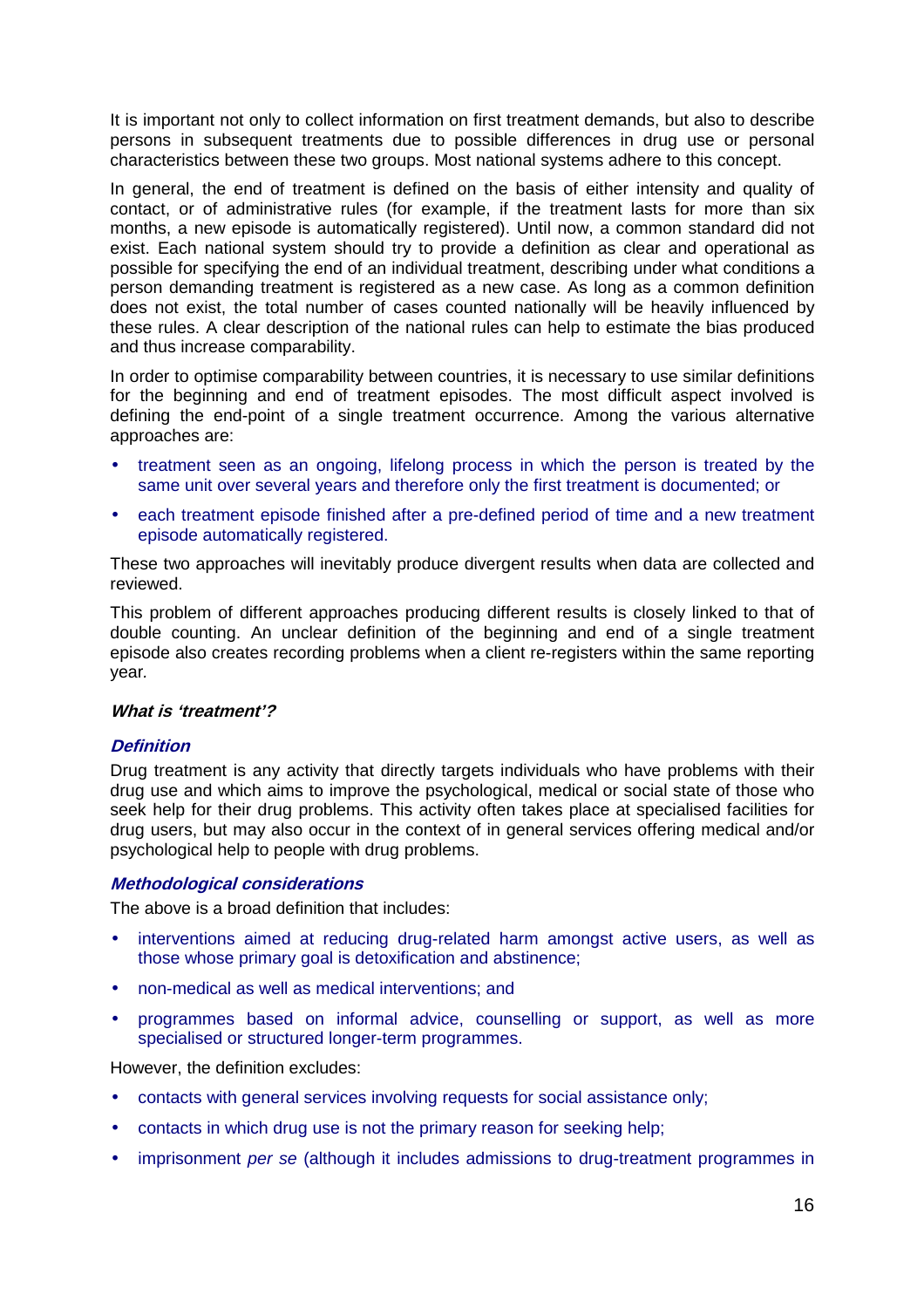It is important not only to collect information on first treatment demands, but also to describe persons in subsequent treatments due to possible differences in drug use or personal characteristics between these two groups. Most national systems adhere to this concept.

In general, the end of treatment is defined on the basis of either intensity and quality of contact, or of administrative rules (for example, if the treatment lasts for more than six months, a new episode is automatically registered). Until now, a common standard did not exist. Each national system should try to provide a definition as clear and operational as possible for specifying the end of an individual treatment, describing under what conditions a person demanding treatment is registered as a new case. As long as a common definition does not exist, the total number of cases counted nationally will be heavily influenced by these rules. A clear description of the national rules can help to estimate the bias produced and thus increase comparability.

In order to optimise comparability between countries, it is necessary to use similar definitions for the beginning and end of treatment episodes. The most difficult aspect involved is defining the end-point of a single treatment occurrence. Among the various alternative approaches are:

- treatment seen as an ongoing, lifelong process in which the person is treated by the same unit over several years and therefore only the first treatment is documented; or
- each treatment episode finished after a pre-defined period of time and a new treatment episode automatically registered.

These two approaches will inevitably produce divergent results when data are collected and reviewed.

This problem of different approaches producing different results is closely linked to that of double counting. An unclear definition of the beginning and end of a single treatment episode also creates recording problems when a client re-registers within the same reporting year.

***What is 'treatment'?***

***Definition***

Drug treatment is any activity that directly targets individuals who have problems with their drug use and which aims to improve the psychological, medical or social state of those who seek help for their drug problems. This activity often takes place at specialised facilities for drug users, but may also occur in the context of in general services offering medical and/or psychological help to people with drug problems.

***Methodological considerations***

The above is a broad definition that includes:

- interventions aimed at reducing drug-related harm amongst active users, as well as those whose primary goal is detoxification and abstinence;
- non-medical as well as medical interventions; and
- programmes based on informal advice, counselling or support, as well as more specialised or structured longer-term programmes.

However, the definition excludes:

- contacts with general services involving requests for social assistance only;
- contacts in which drug use is not the primary reason for seeking help;
- imprisonment *per se* (although it includes admissions to drug-treatment programmes in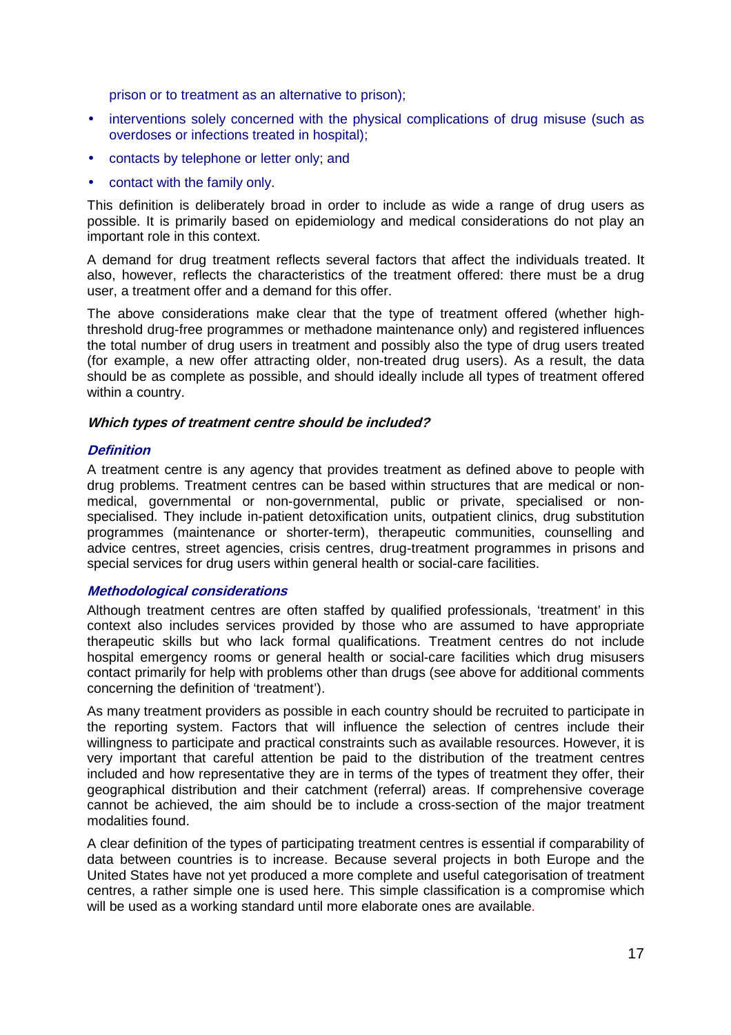prison or to treatment as an alternative to prison);

- interventions solely concerned with the physical complications of drug misuse (such as overdoses or infections treated in hospital);
- contacts by telephone or letter only; and
- contact with the family only.

This definition is deliberately broad in order to include as wide a range of drug users as possible. It is primarily based on epidemiology and medical considerations do not play an important role in this context.

A demand for drug treatment reflects several factors that affect the individuals treated. It also, however, reflects the characteristics of the treatment offered: there must be a drug user, a treatment offer and a demand for this offer.

The above considerations make clear that the type of treatment offered (whether high-threshold drug-free programmes or methadone maintenance only) and registered influences the total number of drug users in treatment and possibly also the type of drug users treated (for example, a new offer attracting older, non-treated drug users). As a result, the data should be as complete as possible, and should ideally include all types of treatment offered within a country.

#### *Which types of treatment centre should be included?*

##### *Definition*

A treatment centre is any agency that provides treatment as defined above to people with drug problems. Treatment centres can be based within structures that are medical or non-medical, governmental or non-governmental, public or private, specialised or non-specialised. They include in-patient detoxification units, outpatient clinics, drug substitution programmes (maintenance or shorter-term), therapeutic communities, counselling and advice centres, street agencies, crisis centres, drug-treatment programmes in prisons and special services for drug users within general health or social-care facilities.

##### *Methodological considerations*

Although treatment centres are often staffed by qualified professionals, 'treatment' in this context also includes services provided by those who are assumed to have appropriate therapeutic skills but who lack formal qualifications. Treatment centres do not include hospital emergency rooms or general health or social-care facilities which drug misusers contact primarily for help with problems other than drugs (see above for additional comments concerning the definition of 'treatment').

As many treatment providers as possible in each country should be recruited to participate in the reporting system. Factors that will influence the selection of centres include their willingness to participate and practical constraints such as available resources. However, it is very important that careful attention be paid to the distribution of the treatment centres included and how representative they are in terms of the types of treatment they offer, their geographical distribution and their catchment (referral) areas. If comprehensive coverage cannot be achieved, the aim should be to include a cross-section of the major treatment modalities found.

A clear definition of the types of participating treatment centres is essential if comparability of data between countries is to increase. Because several projects in both Europe and the United States have not yet produced a more complete and useful categorisation of treatment centres, a rather simple one is used here. This simple classification is a compromise which will be used as a working standard until more elaborate ones are available.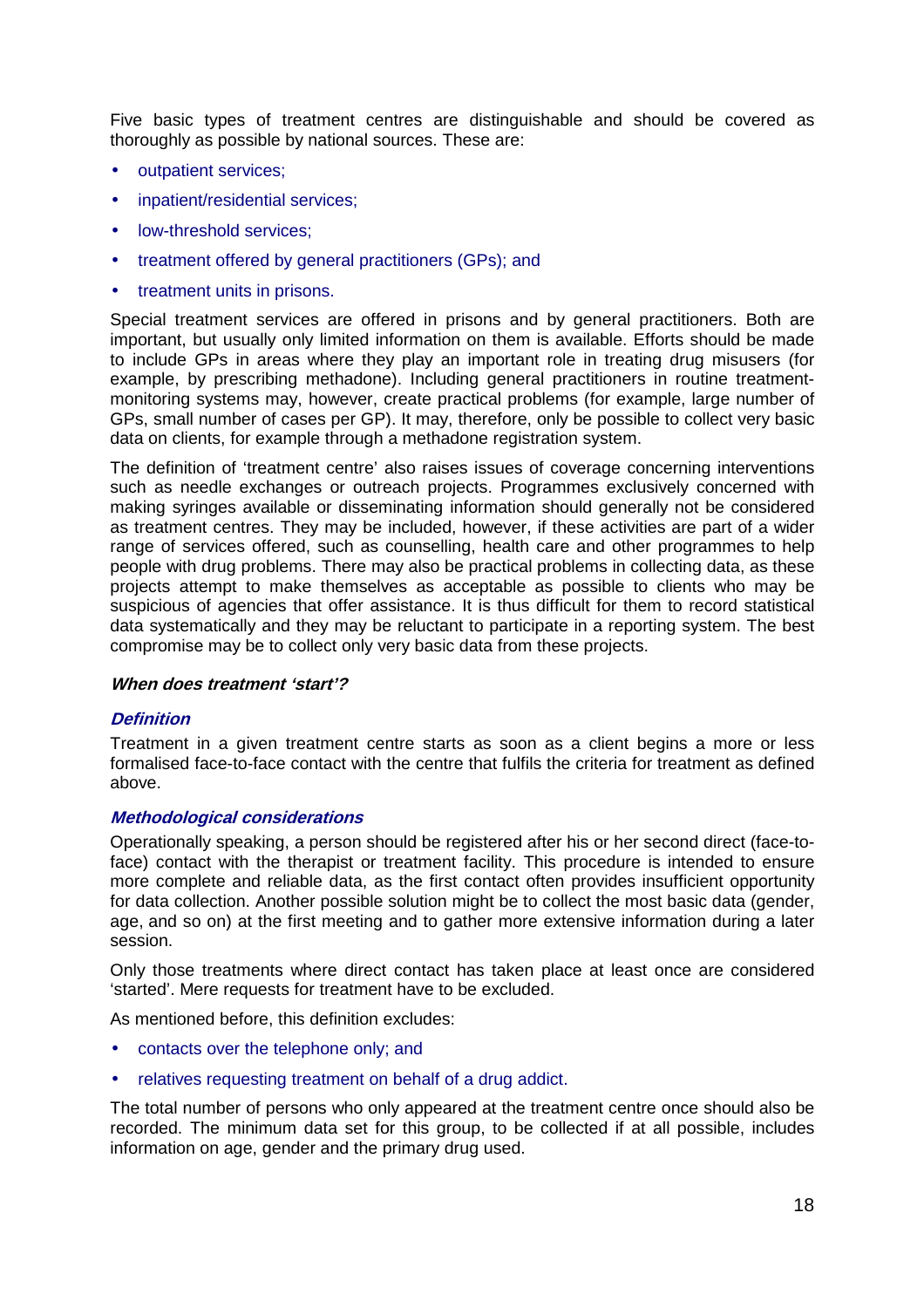Five basic types of treatment centres are distinguishable and should be covered as thoroughly as possible by national sources. These are:

- outpatient services;
- inpatient/residential services;
- low-threshold services;
- treatment offered by general practitioners (GPs); and
- treatment units in prisons.

Special treatment services are offered in prisons and by general practitioners. Both are important, but usually only limited information on them is available. Efforts should be made to include GPs in areas where they play an important role in treating drug misusers (for example, by prescribing methadone). Including general practitioners in routine treatment-monitoring systems may, however, create practical problems (for example, large number of GPs, small number of cases per GP). It may, therefore, only be possible to collect very basic data on clients, for example through a methadone registration system.

The definition of 'treatment centre' also raises issues of coverage concerning interventions such as needle exchanges or outreach projects. Programmes exclusively concerned with making syringes available or disseminating information should generally not be considered as treatment centres. They may be included, however, if these activities are part of a wider range of services offered, such as counselling, health care and other programmes to help people with drug problems. There may also be practical problems in collecting data, as these projects attempt to make themselves as acceptable as possible to clients who may be suspicious of agencies that offer assistance. It is thus difficult for them to record statistical data systematically and they may be reluctant to participate in a reporting system. The best compromise may be to collect only very basic data from these projects.

#### *When does treatment 'start'?*

##### *Definition*

Treatment in a given treatment centre starts as soon as a client begins a more or less formalised face-to-face contact with the centre that fulfils the criteria for treatment as defined above.

##### *Methodological considerations*

Operationally speaking, a person should be registered after his or her second direct (face-to-face) contact with the therapist or treatment facility. This procedure is intended to ensure more complete and reliable data, as the first contact often provides insufficient opportunity for data collection. Another possible solution might be to collect the most basic data (gender, age, and so on) at the first meeting and to gather more extensive information during a later session.

Only those treatments where direct contact has taken place at least once are considered 'started'. Mere requests for treatment have to be excluded.

As mentioned before, this definition excludes:

- contacts over the telephone only; and
- relatives requesting treatment on behalf of a drug addict.

The total number of persons who only appeared at the treatment centre once should also be recorded. The minimum data set for this group, to be collected if at all possible, includes information on age, gender and the primary drug used.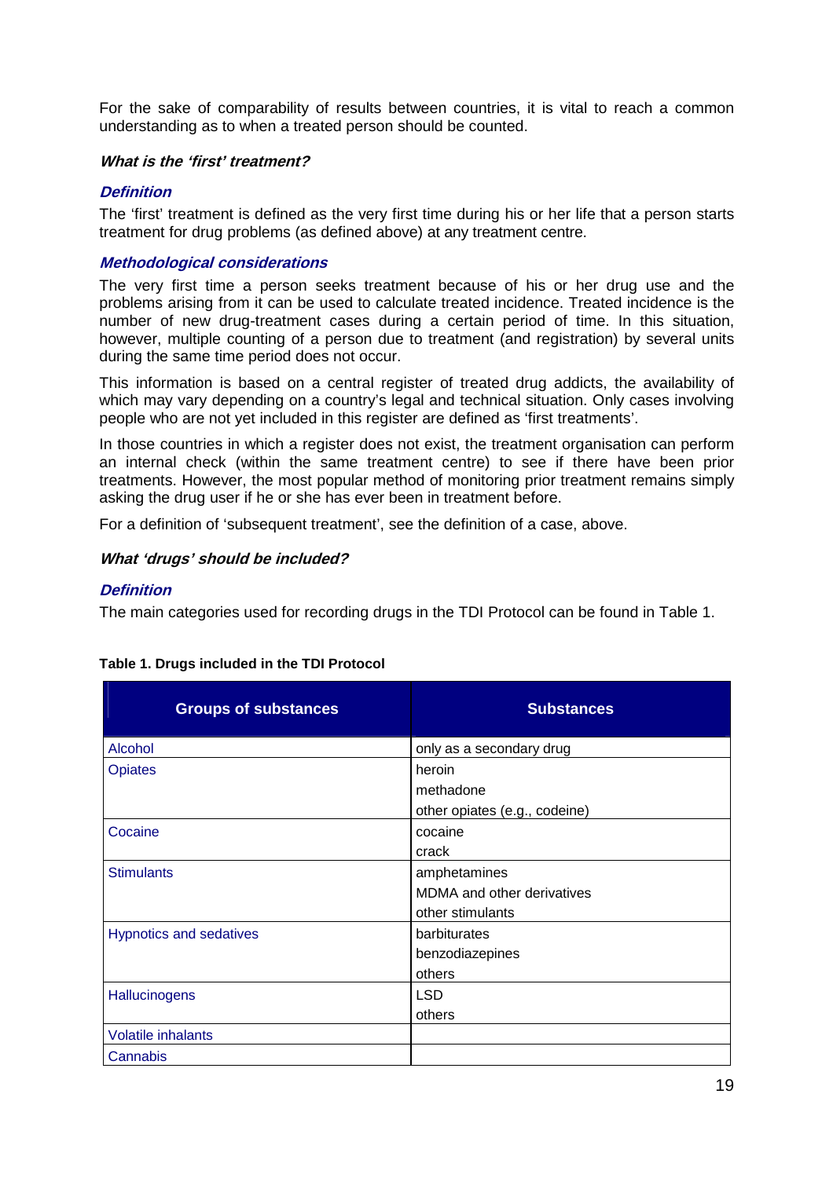For the sake of comparability of results between countries, it is vital to reach a common understanding as to when a treated person should be counted.

### *What is the 'first' treatment?*

#### *Definition*

The 'first' treatment is defined as the very first time during his or her life that a person starts treatment for drug problems (as defined above) at any treatment centre.

#### *Methodological considerations*

The very first time a person seeks treatment because of his or her drug use and the problems arising from it can be used to calculate treated incidence. Treated incidence is the number of new drug-treatment cases during a certain period of time. In this situation, however, multiple counting of a person due to treatment (and registration) by several units during the same time period does not occur.

This information is based on a central register of treated drug addicts, the availability of which may vary depending on a country's legal and technical situation. Only cases involving people who are not yet included in this register are defined as 'first treatments'.

In those countries in which a register does not exist, the treatment organisation can perform an internal check (within the same treatment centre) to see if there have been prior treatments. However, the most popular method of monitoring prior treatment remains simply asking the drug user if he or she has ever been in treatment before.

For a definition of 'subsequent treatment', see the definition of a case, above.

### *What 'drugs' should be included?*

#### *Definition*

The main categories used for recording drugs in the TDI Protocol can be found in Table 1.

**Table 1. Drugs included in the TDI Protocol**

| Groups of substances | Substances |
|---|---|
| Alcohol | only as a secondary drug |
| Opiates | heroin<br>methadone<br>other opiates (e.g., codeine) |
| Cocaine | cocaine<br>crack |
| Stimulants | amphetamines<br>MDMA and other derivatives<br>other stimulants |
| Hypnotics and sedatives | barbiturates<br>benzodiazepines<br>others |
| Hallucinogens | LSD<br>others |
| Volatile inhalants | |
| Cannabis | |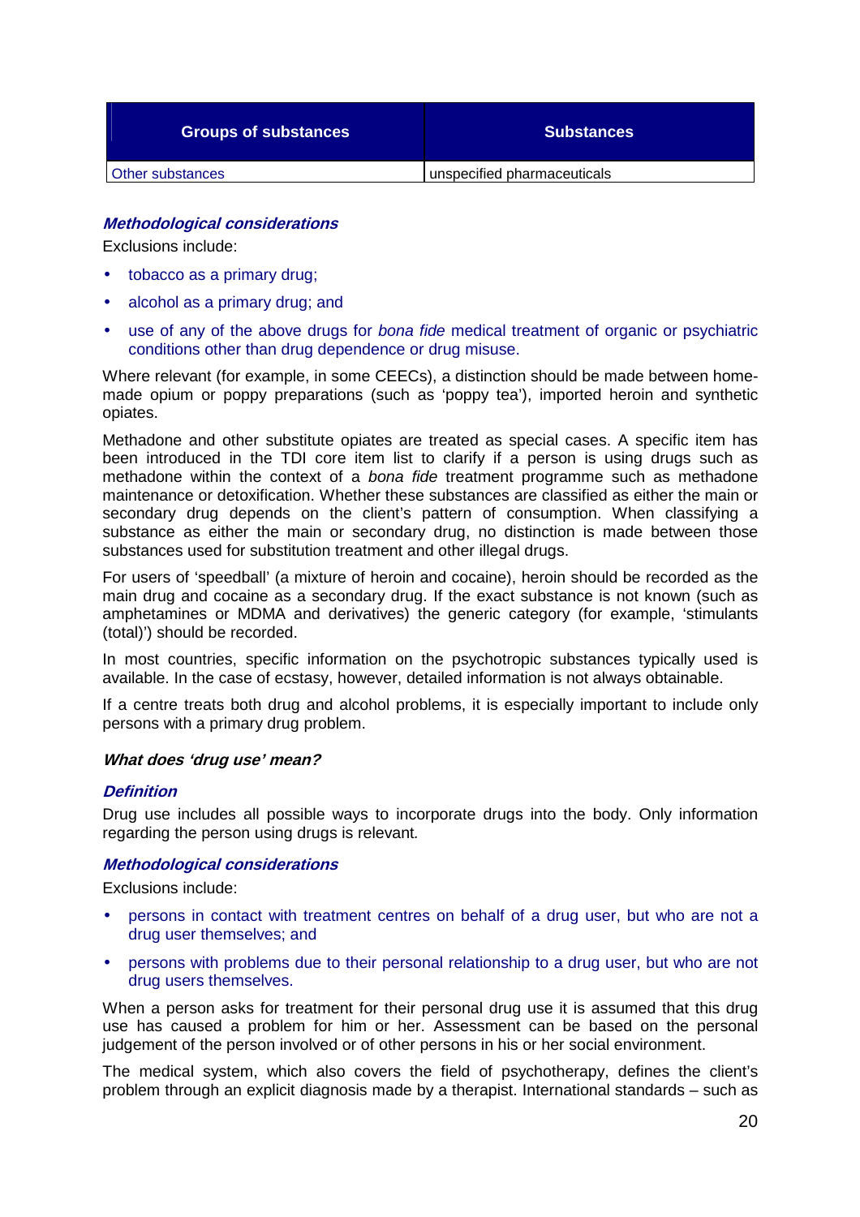| Groups of substances | Substances |
|---|---|
| Other substances | unspecified pharmaceuticals |

***Methodological considerations***

Exclusions include:

- tobacco as a primary drug;
- alcohol as a primary drug; and
- use of any of the above drugs for *bona fide* medical treatment of organic or psychiatric conditions other than drug dependence or drug misuse.

Where relevant (for example, in some CEECs), a distinction should be made between home-made opium or poppy preparations (such as 'poppy tea'), imported heroin and synthetic opiates.

Methadone and other substitute opiates are treated as special cases. A specific item has been introduced in the TDI core item list to clarify if a person is using drugs such as methadone within the context of a *bona fide* treatment programme such as methadone maintenance or detoxification. Whether these substances are classified as either the main or secondary drug depends on the client's pattern of consumption. When classifying a substance as either the main or secondary drug, no distinction is made between those substances used for substitution treatment and other illegal drugs.

For users of 'speedball' (a mixture of heroin and cocaine), heroin should be recorded as the main drug and cocaine as a secondary drug. If the exact substance is not known (such as amphetamines or MDMA and derivatives) the generic category (for example, 'stimulants (total)') should be recorded.

In most countries, specific information on the psychotropic substances typically used is available. In the case of ecstasy, however, detailed information is not always obtainable.

If a centre treats both drug and alcohol problems, it is especially important to include only persons with a primary drug problem.

***What does 'drug use' mean?***

***Definition***

Drug use includes all possible ways to incorporate drugs into the body. Only information regarding the person using drugs is relevant.

***Methodological considerations***

Exclusions include:

- persons in contact with treatment centres on behalf of a drug user, but who are not a drug user themselves; and
- persons with problems due to their personal relationship to a drug user, but who are not drug users themselves.

When a person asks for treatment for their personal drug use it is assumed that this drug use has caused a problem for him or her. Assessment can be based on the personal judgement of the person involved or of other persons in his or her social environment.

The medical system, which also covers the field of psychotherapy, defines the client's problem through an explicit diagnosis made by a therapist. International standards – such as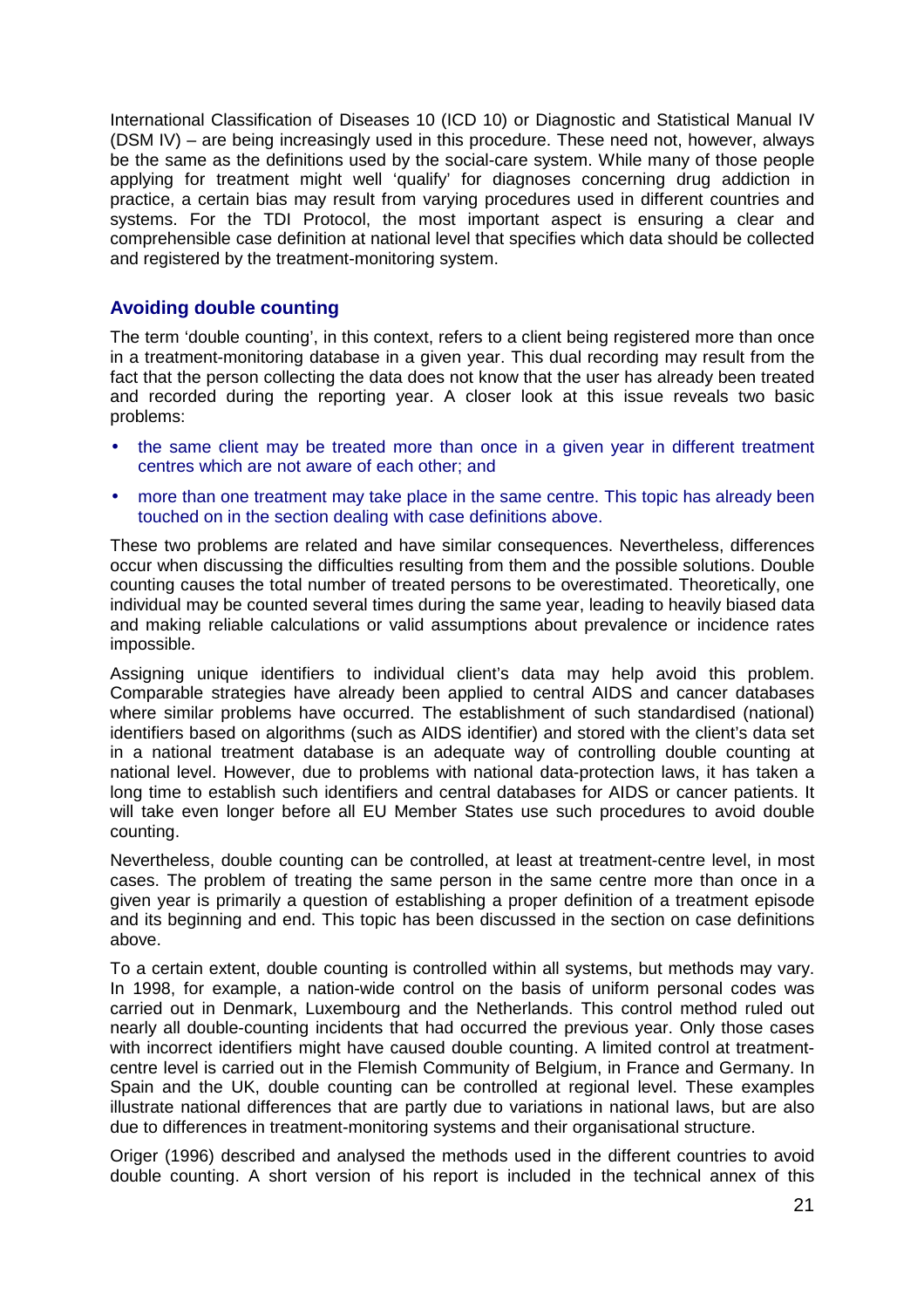International Classification of Diseases 10 (ICD 10) or Diagnostic and Statistical Manual IV (DSM IV) – are being increasingly used in this procedure. These need not, however, always be the same as the definitions used by the social-care system. While many of those people applying for treatment might well 'qualify' for diagnoses concerning drug addiction in practice, a certain bias may result from varying procedures used in different countries and systems. For the TDI Protocol, the most important aspect is ensuring a clear and comprehensible case definition at national level that specifies which data should be collected and registered by the treatment-monitoring system.

### Avoiding double counting

The term 'double counting', in this context, refers to a client being registered more than once in a treatment-monitoring database in a given year. This dual recording may result from the fact that the person collecting the data does not know that the user has already been treated and recorded during the reporting year. A closer look at this issue reveals two basic problems:

- the same client may be treated more than once in a given year in different treatment centres which are not aware of each other; and
- more than one treatment may take place in the same centre. This topic has already been touched on in the section dealing with case definitions above.

These two problems are related and have similar consequences. Nevertheless, differences occur when discussing the difficulties resulting from them and the possible solutions. Double counting causes the total number of treated persons to be overestimated. Theoretically, one individual may be counted several times during the same year, leading to heavily biased data and making reliable calculations or valid assumptions about prevalence or incidence rates impossible.

Assigning unique identifiers to individual client's data may help avoid this problem. Comparable strategies have already been applied to central AIDS and cancer databases where similar problems have occurred. The establishment of such standardised (national) identifiers based on algorithms (such as AIDS identifier) and stored with the client's data set in a national treatment database is an adequate way of controlling double counting at national level. However, due to problems with national data-protection laws, it has taken a long time to establish such identifiers and central databases for AIDS or cancer patients. It will take even longer before all EU Member States use such procedures to avoid double counting.

Nevertheless, double counting can be controlled, at least at treatment-centre level, in most cases. The problem of treating the same person in the same centre more than once in a given year is primarily a question of establishing a proper definition of a treatment episode and its beginning and end. This topic has been discussed in the section on case definitions above.

To a certain extent, double counting is controlled within all systems, but methods may vary. In 1998, for example, a nation-wide control on the basis of uniform personal codes was carried out in Denmark, Luxembourg and the Netherlands. This control method ruled out nearly all double-counting incidents that had occurred the previous year. Only those cases with incorrect identifiers might have caused double counting. A limited control at treatment-centre level is carried out in the Flemish Community of Belgium, in France and Germany. In Spain and the UK, double counting can be controlled at regional level. These examples illustrate national differences that are partly due to variations in national laws, but are also due to differences in treatment-monitoring systems and their organisational structure.

Origer (1996) described and analysed the methods used in the different countries to avoid double counting. A short version of his report is included in the technical annex of this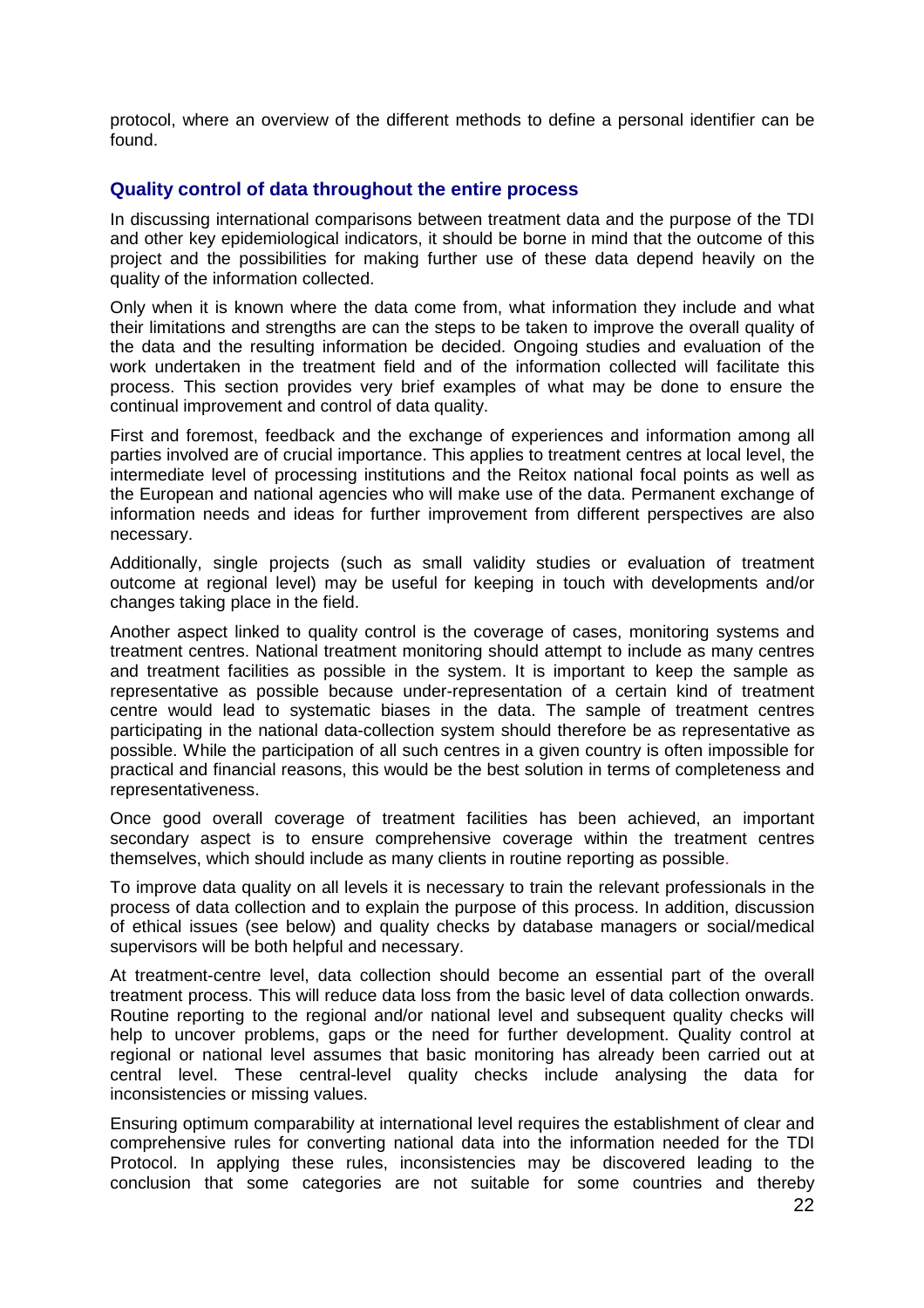protocol, where an overview of the different methods to define a personal identifier can be found.

## Quality control of data throughout the entire process

In discussing international comparisons between treatment data and the purpose of the TDI and other key epidemiological indicators, it should be borne in mind that the outcome of this project and the possibilities for making further use of these data depend heavily on the quality of the information collected.

Only when it is known where the data come from, what information they include and what their limitations and strengths are can the steps to be taken to improve the overall quality of the data and the resulting information be decided. Ongoing studies and evaluation of the work undertaken in the treatment field and of the information collected will facilitate this process. This section provides very brief examples of what may be done to ensure the continual improvement and control of data quality.

First and foremost, feedback and the exchange of experiences and information among all parties involved are of crucial importance. This applies to treatment centres at local level, the intermediate level of processing institutions and the Reitox national focal points as well as the European and national agencies who will make use of the data. Permanent exchange of information needs and ideas for further improvement from different perspectives are also necessary.

Additionally, single projects (such as small validity studies or evaluation of treatment outcome at regional level) may be useful for keeping in touch with developments and/or changes taking place in the field.

Another aspect linked to quality control is the coverage of cases, monitoring systems and treatment centres. National treatment monitoring should attempt to include as many centres and treatment facilities as possible in the system. It is important to keep the sample as representative as possible because under-representation of a certain kind of treatment centre would lead to systematic biases in the data. The sample of treatment centres participating in the national data-collection system should therefore be as representative as possible. While the participation of all such centres in a given country is often impossible for practical and financial reasons, this would be the best solution in terms of completeness and representativeness.

Once good overall coverage of treatment facilities has been achieved, an important secondary aspect is to ensure comprehensive coverage within the treatment centres themselves, which should include as many clients in routine reporting as possible.

To improve data quality on all levels it is necessary to train the relevant professionals in the process of data collection and to explain the purpose of this process. In addition, discussion of ethical issues (see below) and quality checks by database managers or social/medical supervisors will be both helpful and necessary.

At treatment-centre level, data collection should become an essential part of the overall treatment process. This will reduce data loss from the basic level of data collection onwards. Routine reporting to the regional and/or national level and subsequent quality checks will help to uncover problems, gaps or the need for further development. Quality control at regional or national level assumes that basic monitoring has already been carried out at central level. These central-level quality checks include analysing the data for inconsistencies or missing values.

Ensuring optimum comparability at international level requires the establishment of clear and comprehensive rules for converting national data into the information needed for the TDI Protocol. In applying these rules, inconsistencies may be discovered leading to the conclusion that some categories are not suitable for some countries and thereby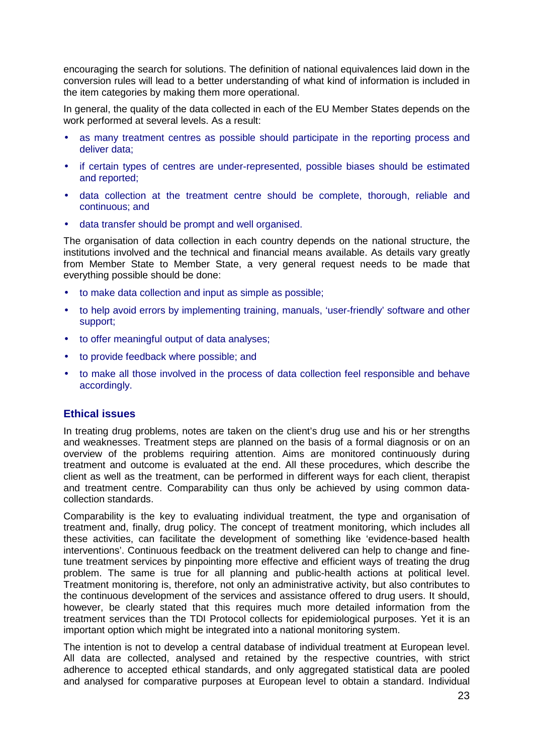encouraging the search for solutions. The definition of national equivalences laid down in the conversion rules will lead to a better understanding of what kind of information is included in the item categories by making them more operational.

In general, the quality of the data collected in each of the EU Member States depends on the work performed at several levels. As a result:

- as many treatment centres as possible should participate in the reporting process and deliver data;
- if certain types of centres are under-represented, possible biases should be estimated and reported;
- data collection at the treatment centre should be complete, thorough, reliable and continuous; and
- data transfer should be prompt and well organised.

The organisation of data collection in each country depends on the national structure, the institutions involved and the technical and financial means available. As details vary greatly from Member State to Member State, a very general request needs to be made that everything possible should be done:

- to make data collection and input as simple as possible;
- to help avoid errors by implementing training, manuals, 'user-friendly' software and other support;
- to offer meaningful output of data analyses;
- to provide feedback where possible; and
- to make all those involved in the process of data collection feel responsible and behave accordingly.

## Ethical issues

In treating drug problems, notes are taken on the client's drug use and his or her strengths and weaknesses. Treatment steps are planned on the basis of a formal diagnosis or on an overview of the problems requiring attention. Aims are monitored continuously during treatment and outcome is evaluated at the end. All these procedures, which describe the client as well as the treatment, can be performed in different ways for each client, therapist and treatment centre. Comparability can thus only be achieved by using common data-collection standards.

Comparability is the key to evaluating individual treatment, the type and organisation of treatment and, finally, drug policy. The concept of treatment monitoring, which includes all these activities, can facilitate the development of something like 'evidence-based health interventions'. Continuous feedback on the treatment delivered can help to change and fine-tune treatment services by pinpointing more effective and efficient ways of treating the drug problem. The same is true for all planning and public-health actions at political level. Treatment monitoring is, therefore, not only an administrative activity, but also contributes to the continuous development of the services and assistance offered to drug users. It should, however, be clearly stated that this requires much more detailed information from the treatment services than the TDI Protocol collects for epidemiological purposes. Yet it is an important option which might be integrated into a national monitoring system.

The intention is not to develop a central database of individual treatment at European level. All data are collected, analysed and retained by the respective countries, with strict adherence to accepted ethical standards, and only aggregated statistical data are pooled and analysed for comparative purposes at European level to obtain a standard. Individual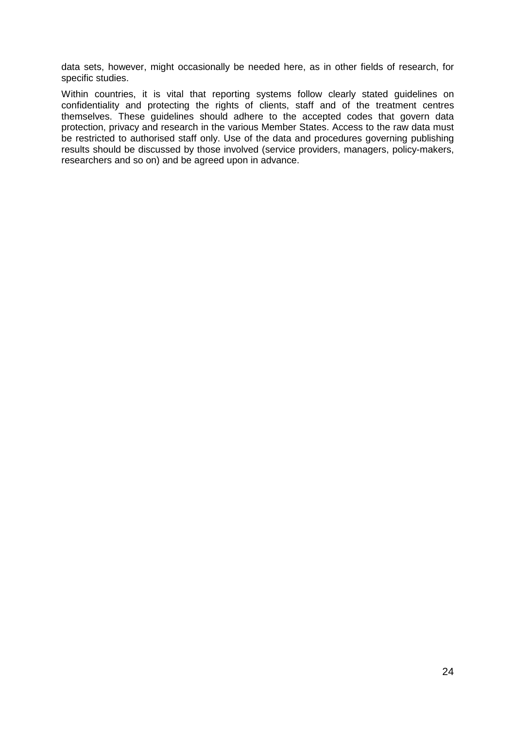data sets, however, might occasionally be needed here, as in other fields of research, for specific studies.

Within countries, it is vital that reporting systems follow clearly stated guidelines on confidentiality and protecting the rights of clients, staff and of the treatment centres themselves. These guidelines should adhere to the accepted codes that govern data protection, privacy and research in the various Member States. Access to the raw data must be restricted to authorised staff only. Use of the data and procedures governing publishing results should be discussed by those involved (service providers, managers, policy-makers, researchers and so on) and be agreed upon in advance.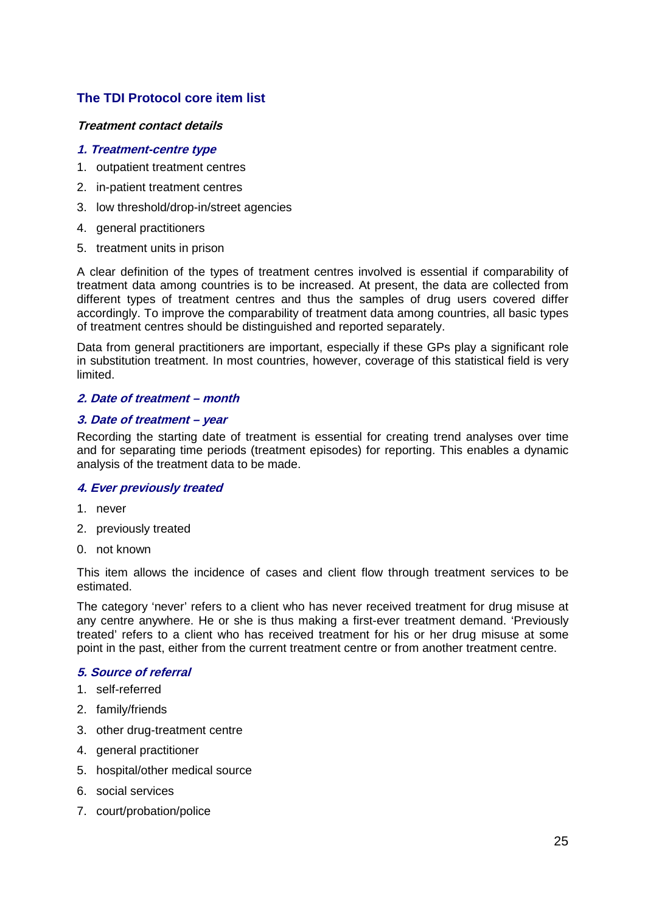## The TDI Protocol core item list

***Treatment contact details***

***1. Treatment-centre type***

1. outpatient treatment centres
2. in-patient treatment centres
3. low threshold/drop-in/street agencies
4. general practitioners
5. treatment units in prison

A clear definition of the types of treatment centres involved is essential if comparability of treatment data among countries is to be increased. At present, the data are collected from different types of treatment centres and thus the samples of drug users covered differ accordingly. To improve the comparability of treatment data among countries, all basic types of treatment centres should be distinguished and reported separately.

Data from general practitioners are important, especially if these GPs play a significant role in substitution treatment. In most countries, however, coverage of this statistical field is very limited.

***2. Date of treatment – month***

***3. Date of treatment – year***

Recording the starting date of treatment is essential for creating trend analyses over time and for separating time periods (treatment episodes) for reporting. This enables a dynamic analysis of the treatment data to be made.

***4. Ever previously treated***

1. never
2. previously treated

0. not known

This item allows the incidence of cases and client flow through treatment services to be estimated.

The category 'never' refers to a client who has never received treatment for drug misuse at any centre anywhere. He or she is thus making a first-ever treatment demand. 'Previously treated' refers to a client who has received treatment for his or her drug misuse at some point in the past, either from the current treatment centre or from another treatment centre.

***5. Source of referral***

1. self-referred
2. family/friends
3. other drug-treatment centre
4. general practitioner
5. hospital/other medical source
6. social services
7. court/probation/police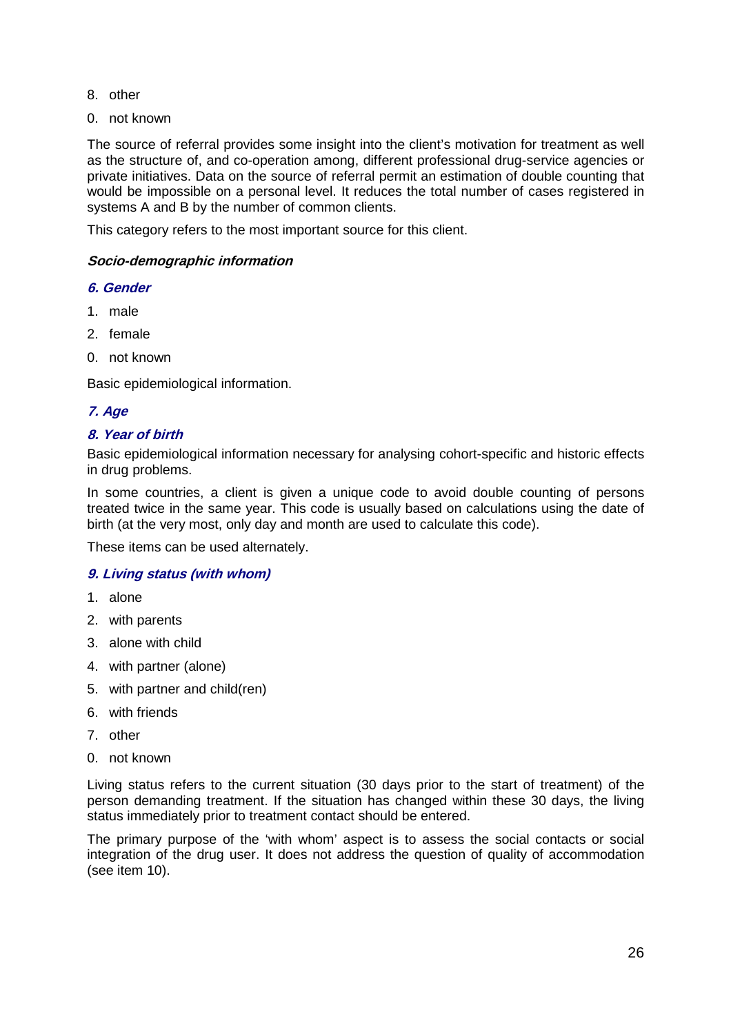8. other
0. not known

The source of referral provides some insight into the client's motivation for treatment as well as the structure of, and co-operation among, different professional drug-service agencies or private initiatives. Data on the source of referral permit an estimation of double counting that would be impossible on a personal level. It reduces the total number of cases registered in systems A and B by the number of common clients.

This category refers to the most important source for this client.

***Socio-demographic information***

***6. Gender***

1. male
2. female
0. not known

Basic epidemiological information.

***7. Age***

***8. Year of birth***

Basic epidemiological information necessary for analysing cohort-specific and historic effects in drug problems.

In some countries, a client is given a unique code to avoid double counting of persons treated twice in the same year. This code is usually based on calculations using the date of birth (at the very most, only day and month are used to calculate this code).

These items can be used alternately.

***9. Living status (with whom)***

1. alone
2. with parents
3. alone with child
4. with partner (alone)
5. with partner and child(ren)
6. with friends
7. other
0. not known

Living status refers to the current situation (30 days prior to the start of treatment) of the person demanding treatment. If the situation has changed within these 30 days, the living status immediately prior to treatment contact should be entered.

The primary purpose of the 'with whom' aspect is to assess the social contacts or social integration of the drug user. It does not address the question of quality of accommodation (see item 10).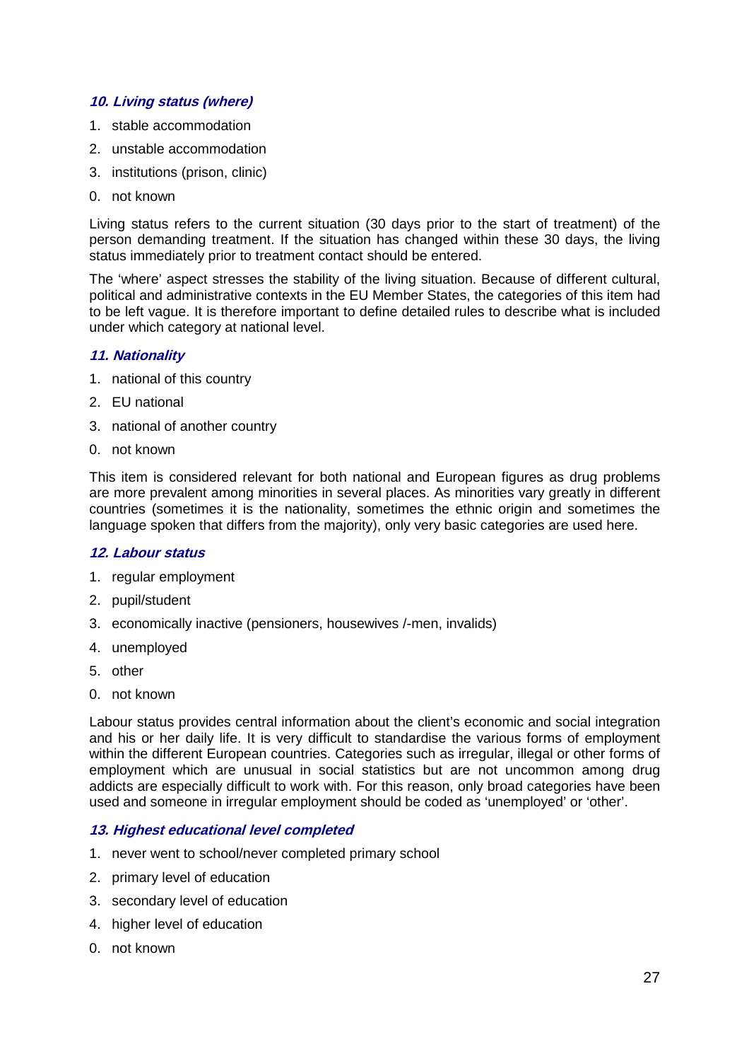### *10. Living status (where)*

1. stable accommodation
2. unstable accommodation
3. institutions (prison, clinic)
0. not known

Living status refers to the current situation (30 days prior to the start of treatment) of the person demanding treatment. If the situation has changed within these 30 days, the living status immediately prior to treatment contact should be entered.

The 'where' aspect stresses the stability of the living situation. Because of different cultural, political and administrative contexts in the EU Member States, the categories of this item had to be left vague. It is therefore important to define detailed rules to describe what is included under which category at national level.

### *11. Nationality*

1. national of this country
2. EU national
3. national of another country
0. not known

This item is considered relevant for both national and European figures as drug problems are more prevalent among minorities in several places. As minorities vary greatly in different countries (sometimes it is the nationality, sometimes the ethnic origin and sometimes the language spoken that differs from the majority), only very basic categories are used here.

### *12. Labour status*

1. regular employment
2. pupil/student
3. economically inactive (pensioners, housewives /-men, invalids)
4. unemployed
5. other
0. not known

Labour status provides central information about the client's economic and social integration and his or her daily life. It is very difficult to standardise the various forms of employment within the different European countries. Categories such as irregular, illegal or other forms of employment which are unusual in social statistics but are not uncommon among drug addicts are especially difficult to work with. For this reason, only broad categories have been used and someone in irregular employment should be coded as 'unemployed' or 'other'.

### *13. Highest educational level completed*

1. never went to school/never completed primary school
2. primary level of education
3. secondary level of education
4. higher level of education
0. not known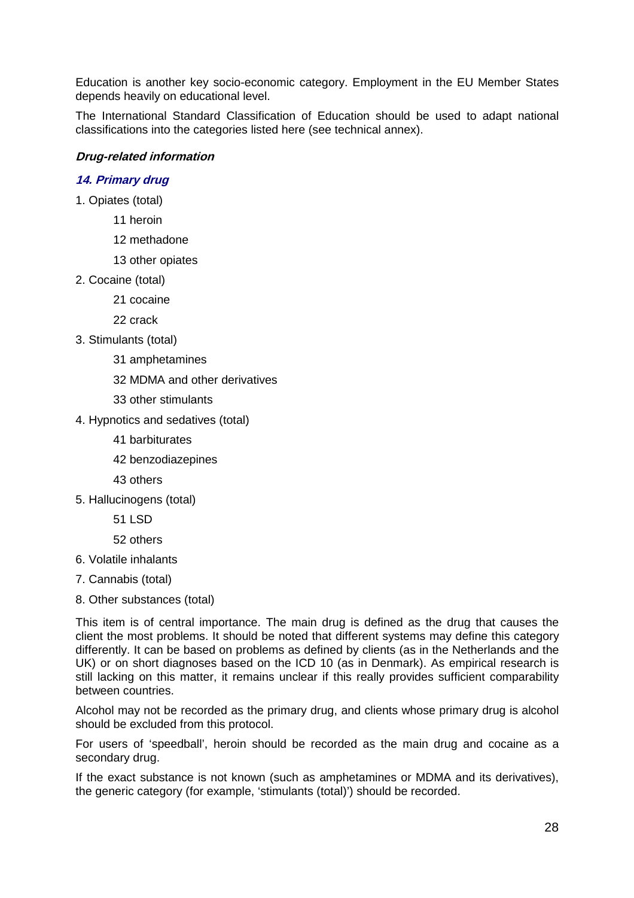Education is another key socio-economic category. Employment in the EU Member States depends heavily on educational level.

The International Standard Classification of Education should be used to adapt national classifications into the categories listed here (see technical annex).

#### ***Drug-related information***

#### ***14. Primary drug***

1. Opiates (total)
    - 11 heroin
    - 12 methadone
    - 13 other opiates
2. Cocaine (total)
    - 21 cocaine
    - 22 crack
3. Stimulants (total)
    - 31 amphetamines
    - 32 MDMA and other derivatives
    - 33 other stimulants
4. Hypnotics and sedatives (total)
    - 41 barbiturates
    - 42 benzodiazepines
    - 43 others
5. Hallucinogens (total)
    - 51 LSD
    - 52 others
6. Volatile inhalants
7. Cannabis (total)
8. Other substances (total)

This item is of central importance. The main drug is defined as the drug that causes the client the most problems. It should be noted that different systems may define this category differently. It can be based on problems as defined by clients (as in the Netherlands and the UK) or on short diagnoses based on the ICD 10 (as in Denmark). As empirical research is still lacking on this matter, it remains unclear if this really provides sufficient comparability between countries.

Alcohol may not be recorded as the primary drug, and clients whose primary drug is alcohol should be excluded from this protocol.

For users of 'speedball', heroin should be recorded as the main drug and cocaine as a secondary drug.

If the exact substance is not known (such as amphetamines or MDMA and its derivatives), the generic category (for example, 'stimulants (total)') should be recorded.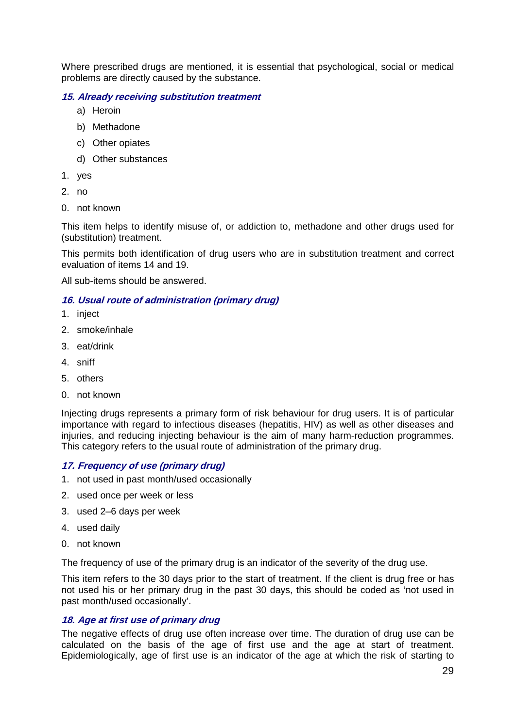Where prescribed drugs are mentioned, it is essential that psychological, social or medical problems are directly caused by the substance.

### *15. Already receiving substitution treatment*

a) Heroin

b) Methadone

c) Other opiates

d) Other substances

1. yes
2. no
0. not known

This item helps to identify misuse of, or addiction to, methadone and other drugs used for (substitution) treatment.

This permits both identification of drug users who are in substitution treatment and correct evaluation of items 14 and 19.

All sub-items should be answered.

### *16. Usual route of administration (primary drug)*

1. inject
2. smoke/inhale
3. eat/drink
4. sniff
5. others
0. not known

Injecting drugs represents a primary form of risk behaviour for drug users. It is of particular importance with regard to infectious diseases (hepatitis, HIV) as well as other diseases and injuries, and reducing injecting behaviour is the aim of many harm-reduction programmes. This category refers to the usual route of administration of the primary drug.

### *17. Frequency of use (primary drug)*

1. not used in past month/used occasionally
2. used once per week or less
3. used 2–6 days per week
4. used daily
0. not known

The frequency of use of the primary drug is an indicator of the severity of the drug use.

This item refers to the 30 days prior to the start of treatment. If the client is drug free or has not used his or her primary drug in the past 30 days, this should be coded as 'not used in past month/used occasionally'.

### *18. Age at first use of primary drug*

The negative effects of drug use often increase over time. The duration of drug use can be calculated on the basis of the age of first use and the age at start of treatment. Epidemiologically, age of first use is an indicator of the age at which the risk of starting to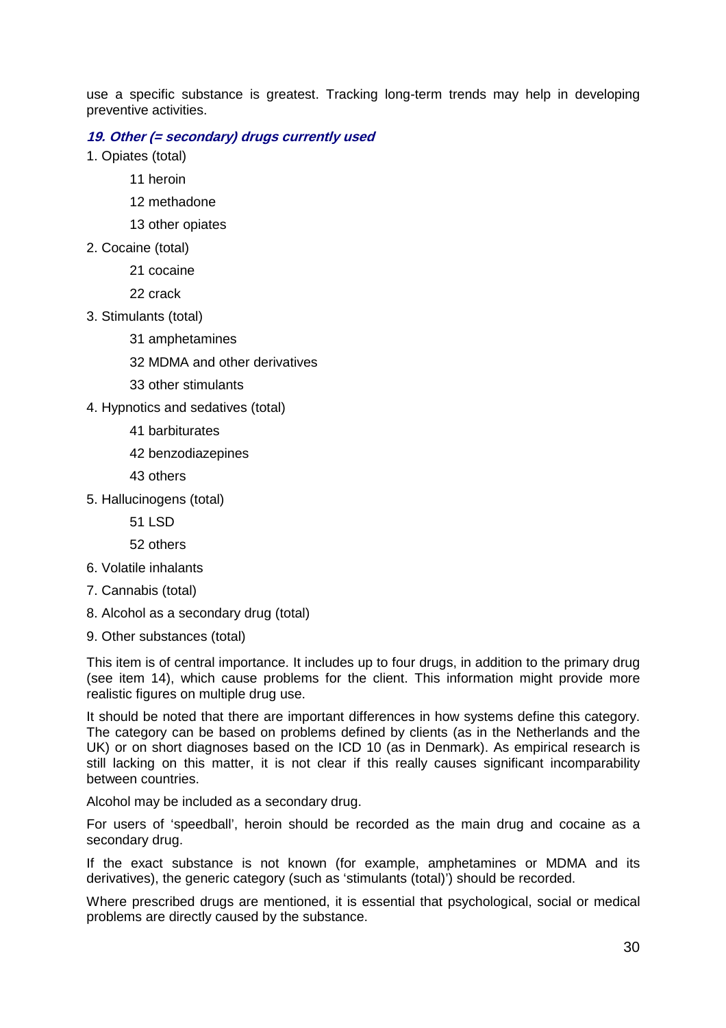use a specific substance is greatest. Tracking long-term trends may help in developing preventive activities.

***19. Other (= secondary) drugs currently used***

1. Opiates (total)
   - 11 heroin
   - 12 methadone
   - 13 other opiates
2. Cocaine (total)
   - 21 cocaine
   - 22 crack
3. Stimulants (total)
   - 31 amphetamines
   - 32 MDMA and other derivatives
   - 33 other stimulants
4. Hypnotics and sedatives (total)
   - 41 barbiturates
   - 42 benzodiazepines
   - 43 others
5. Hallucinogens (total)
   - 51 LSD
   - 52 others
6. Volatile inhalants
7. Cannabis (total)
8. Alcohol as a secondary drug (total)
9. Other substances (total)

This item is of central importance. It includes up to four drugs, in addition to the primary drug (see item 14), which cause problems for the client. This information might provide more realistic figures on multiple drug use.

It should be noted that there are important differences in how systems define this category. The category can be based on problems defined by clients (as in the Netherlands and the UK) or on short diagnoses based on the ICD 10 (as in Denmark). As empirical research is still lacking on this matter, it is not clear if this really causes significant incomparability between countries.

Alcohol may be included as a secondary drug.

For users of 'speedball', heroin should be recorded as the main drug and cocaine as a secondary drug.

If the exact substance is not known (for example, amphetamines or MDMA and its derivatives), the generic category (such as 'stimulants (total)') should be recorded.

Where prescribed drugs are mentioned, it is essential that psychological, social or medical problems are directly caused by the substance.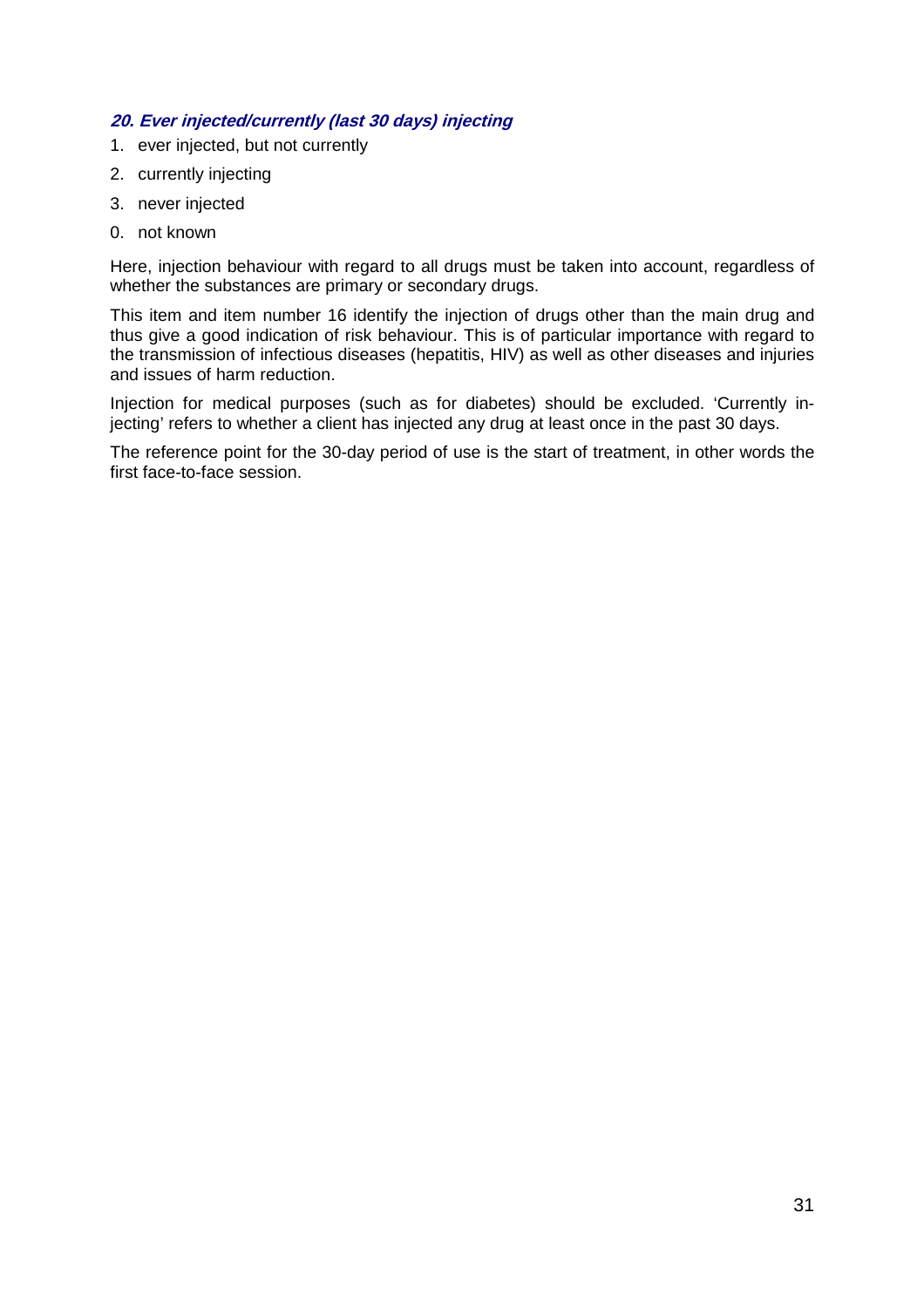### ***20. Ever injected/currently (last 30 days) injecting***

1. ever injected, but not currently
2. currently injecting
3. never injected
0. not known

Here, injection behaviour with regard to all drugs must be taken into account, regardless of whether the substances are primary or secondary drugs.

This item and item number 16 identify the injection of drugs other than the main drug and thus give a good indication of risk behaviour. This is of particular importance with regard to the transmission of infectious diseases (hepatitis, HIV) as well as other diseases and injuries and issues of harm reduction.

Injection for medical purposes (such as for diabetes) should be excluded. 'Currently injecting' refers to whether a client has injected any drug at least once in the past 30 days.

The reference point for the 30-day period of use is the start of treatment, in other words the first face-to-face session.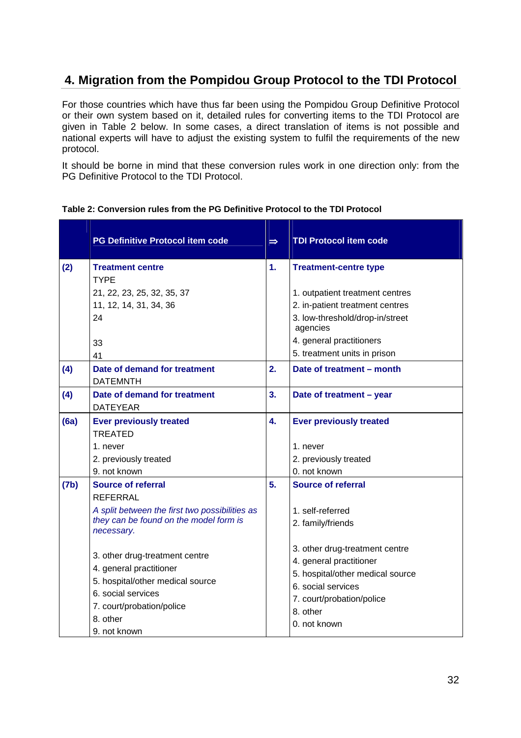## 4. Migration from the Pompidou Group Protocol to the TDI Protocol

For those countries which have thus far been using the Pompidou Group Definitive Protocol or their own system based on it, detailed rules for converting items to the TDI Protocol are given in Table 2 below. In some cases, a direct translation of items is not possible and national experts will have to adjust the existing system to fulfil the requirements of the new protocol.

It should be borne in mind that these conversion rules work in one direction only: from the PG Definitive Protocol to the TDI Protocol.

**Table 2: Conversion rules from the PG Definitive Protocol to the TDI Protocol**

| | PG Definitive Protocol item code | ⇒ | TDI Protocol item code |
|---|---|---|---|
| **(2)** | **Treatment centre** | **1.** | **Treatment-centre type** |
| | TYPE | | |
| | 21, 22, 23, 25, 32, 35, 37 | | 1. outpatient treatment centres |
| | 11, 12, 14, 31, 34, 36 | | 2. in-patient treatment centres |
| | 24 | | 3. low-threshold/drop-in/street agencies |
| | 33 | | 4. general practitioners |
| | 41 | | 5. treatment units in prison |
| **(4)** | **Date of demand for treatment** | **2.** | **Date of treatment – month** |
| | DATEMNTH | | |
| **(4)** | **Date of demand for treatment** | **3.** | **Date of treatment – year** |
| | DATEYEAR | | |
| **(6a)** | **Ever previously treated** | **4.** | **Ever previously treated** |
| | TREATED | | |
| | 1. never | | 1. never |
| | 2. previously treated | | 2. previously treated |
| | 9. not known | | 0. not known |
| **(7b)** | **Source of referral** | **5.** | **Source of referral** |
| | REFERRAL | | |
| | *A split between the first two possibilities as they can be found on the model form is necessary.* | | 1. self-referred<br>2. family/friends |
| | 3. other drug-treatment centre | | 3. other drug-treatment centre |
| | 4. general practitioner | | 4. general practitioner |
| | 5. hospital/other medical source | | 5. hospital/other medical source |
| | 6. social services | | 6. social services |
| | 7. court/probation/police | | 7. court/probation/police |
| | 8. other | | 8. other |
| | 9. not known | | 0. not known |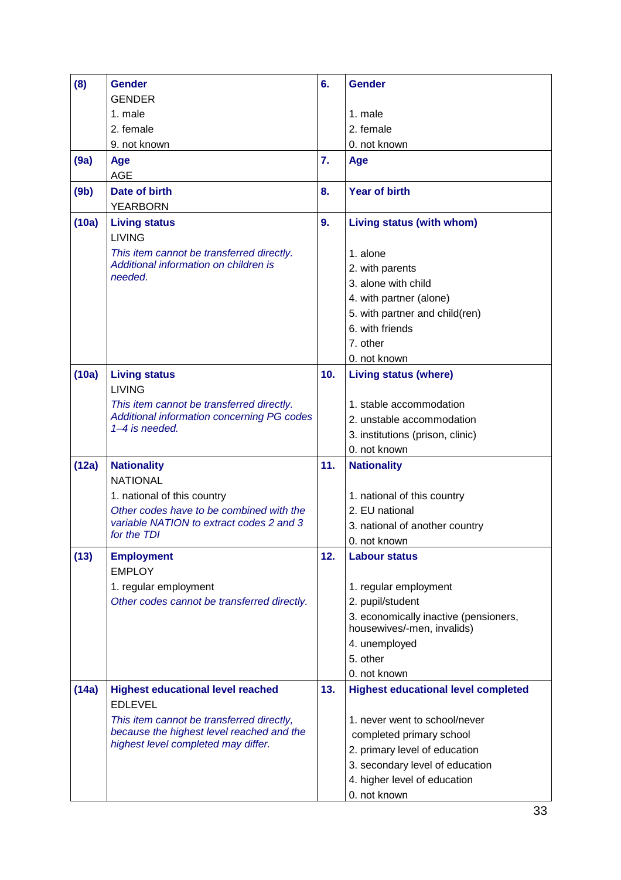| | | | |
|---|---|---|---|
| **(8)** | **Gender**<br>GENDER<br>1. male<br>2. female<br>9. not known | **6.** | **Gender**<br><br>1. male<br>2. female<br>0. not known |
| **(9a)** | **Age**<br>AGE | **7.** | **Age** |
| **(9b)** | **Date of birth**<br>YEARBORN | **8.** | **Year of birth** |
| **(10a)** | **Living status**<br>LIVING<br>*This item cannot be transferred directly. Additional information on children is needed.* | **9.** | **Living status (with whom)**<br><br>1. alone<br>2. with parents<br>3. alone with child<br>4. with partner (alone)<br>5. with partner and child(ren)<br>6. with friends<br>7. other<br>0. not known |
| **(10a)** | **Living status**<br>LIVING<br>*This item cannot be transferred directly. Additional information concerning PG codes 1–4 is needed.* | **10.** | **Living status (where)**<br><br>1. stable accommodation<br>2. unstable accommodation<br>3. institutions (prison, clinic)<br>0. not known |
| **(12a)** | **Nationality**<br>NATIONAL<br>1. national of this country<br>*Other codes have to be combined with the variable NATION to extract codes 2 and 3 for the TDI* | **11.** | **Nationality**<br><br>1. national of this country<br>2. EU national<br>3. national of another country<br>0. not known |
| **(13)** | **Employment**<br>EMPLOY<br>1. regular employment<br>*Other codes cannot be transferred directly.* | **12.** | **Labour status**<br><br>1. regular employment<br>2. pupil/student<br>3. economically inactive (pensioners, housewives/-men, invalids)<br>4. unemployed<br>5. other<br>0. not known |
| **(14a)** | **Highest educational level reached**<br>EDLEVEL<br>*This item cannot be transferred directly, because the highest level reached and the highest level completed may differ.* | **13.** | **Highest educational level completed**<br><br>1. never went to school/never completed primary school<br>2. primary level of education<br>3. secondary level of education<br>4. higher level of education<br>0. not known |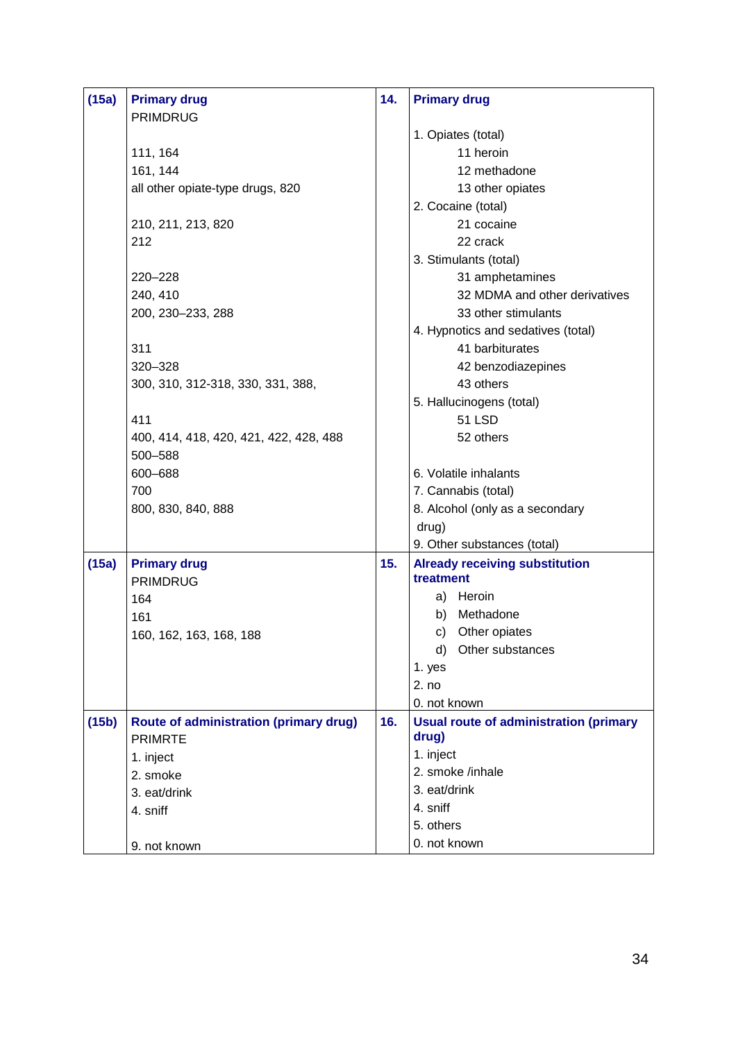| (15a) | **Primary drug**<br>PRIMDRUG<br><br>111, 164<br>161, 144<br>all other opiate-type drugs, 820<br><br>210, 211, 213, 820<br>212<br><br>220–228<br>240, 410<br>200, 230–233, 288<br><br>311<br>320–328<br>300, 310, 312-318, 330, 331, 388,<br><br>411<br>400, 414, 418, 420, 421, 422, 428, 488<br>500–588<br>600–688<br>700<br>800, 830, 840, 888 | 14. | **Primary drug**<br><br>1. Opiates (total)<br>11 heroin<br>12 methadone<br>13 other opiates<br>2. Cocaine (total)<br>21 cocaine<br>22 crack<br>3. Stimulants (total)<br>31 amphetamines<br>32 MDMA and other derivatives<br>33 other stimulants<br>4. Hypnotics and sedatives (total)<br>41 barbiturates<br>42 benzodiazepines<br>43 others<br>5. Hallucinogens (total)<br>51 LSD<br>52 others<br><br>6. Volatile inhalants<br>7. Cannabis (total)<br>8. Alcohol (only as a secondary drug)<br>9. Other substances (total) |
|---|---|---|---|
| (15a) | **Primary drug**<br>PRIMDRUG<br>164<br>161<br>160, 162, 163, 168, 188 | 15. | **Already receiving substitution treatment**<br>a) Heroin<br>b) Methadone<br>c) Other opiates<br>d) Other substances<br>1. yes<br>2. no<br>0. not known |
| (15b) | **Route of administration (primary drug)**<br>PRIMRTE<br>1. inject<br>2. smoke<br>3. eat/drink<br>4. sniff<br><br>9. not known | 16. | **Usual route of administration (primary drug)**<br>1. inject<br>2. smoke /inhale<br>3. eat/drink<br>4. sniff<br>5. others<br>0. not known |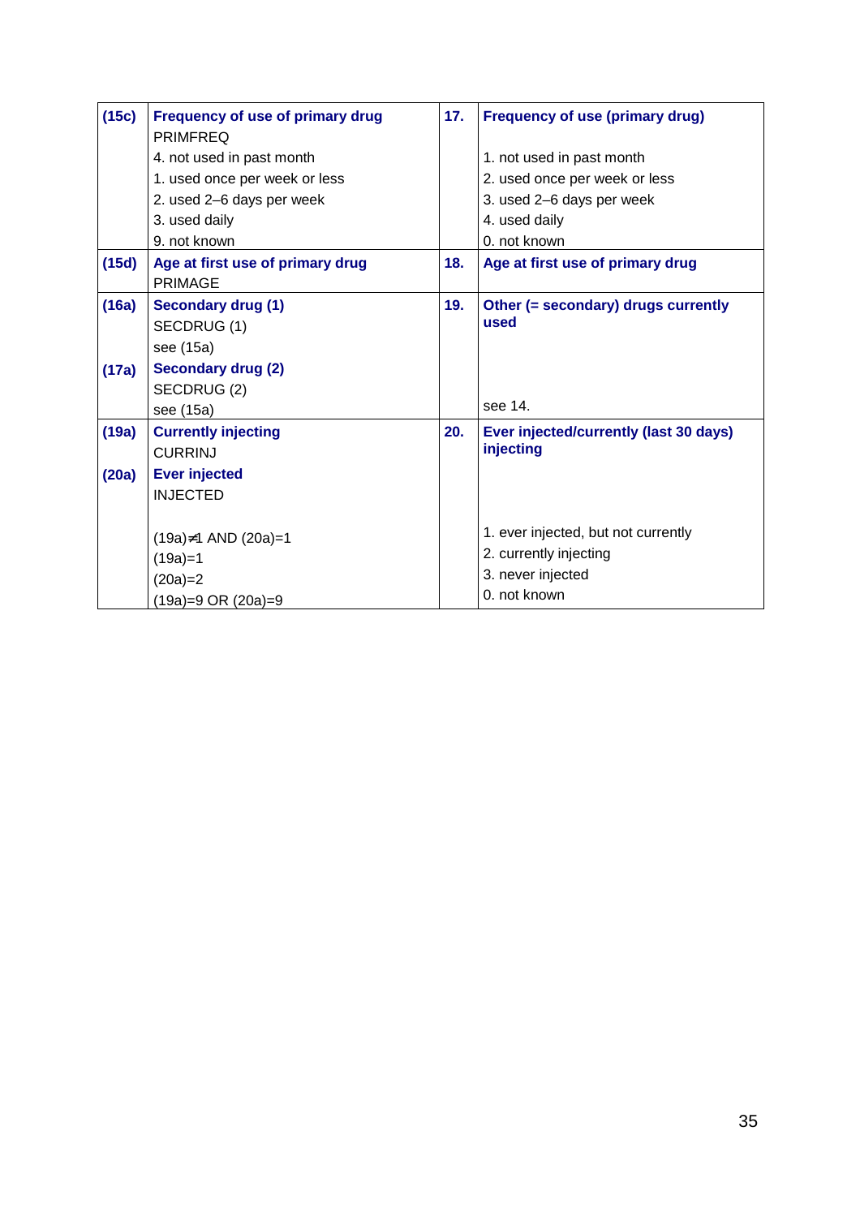| (15c) | **Frequency of use of primary drug**<br>PRIMFREQ<br>4. not used in past month<br>1. used once per week or less<br>2. used 2–6 days per week<br>3. used daily<br>9. not known | 17. | **Frequency of use (primary drug)**<br><br>1. not used in past month<br>2. used once per week or less<br>3. used 2–6 days per week<br>4. used daily<br>0. not known |
|---|---|---|---|
| (15d) | **Age at first use of primary drug**<br>PRIMAGE | 18. | **Age at first use of primary drug** |
| (16a)<br><br><br>(17a) | **Secondary drug (1)**<br>SECDRUG (1)<br>see (15a)<br>**Secondary drug (2)**<br>SECDRUG (2)<br>see (15a) | 19. | **Other (= secondary) drugs currently used**<br><br><br><br>see 14. |
| (19a)<br><br>(20a) | **Currently injecting**<br>CURRINJ<br>**Ever injected**<br>INJECTED<br><br>(19a)≠1 AND (20a)=1<br>(19a)=1<br>(20a)=2<br>(19a)=9 OR (20a)=9 | 20. | **Ever injected/currently (last 30 days) injecting**<br><br><br><br>1. ever injected, but not currently<br>2. currently injecting<br>3. never injected<br>0. not known |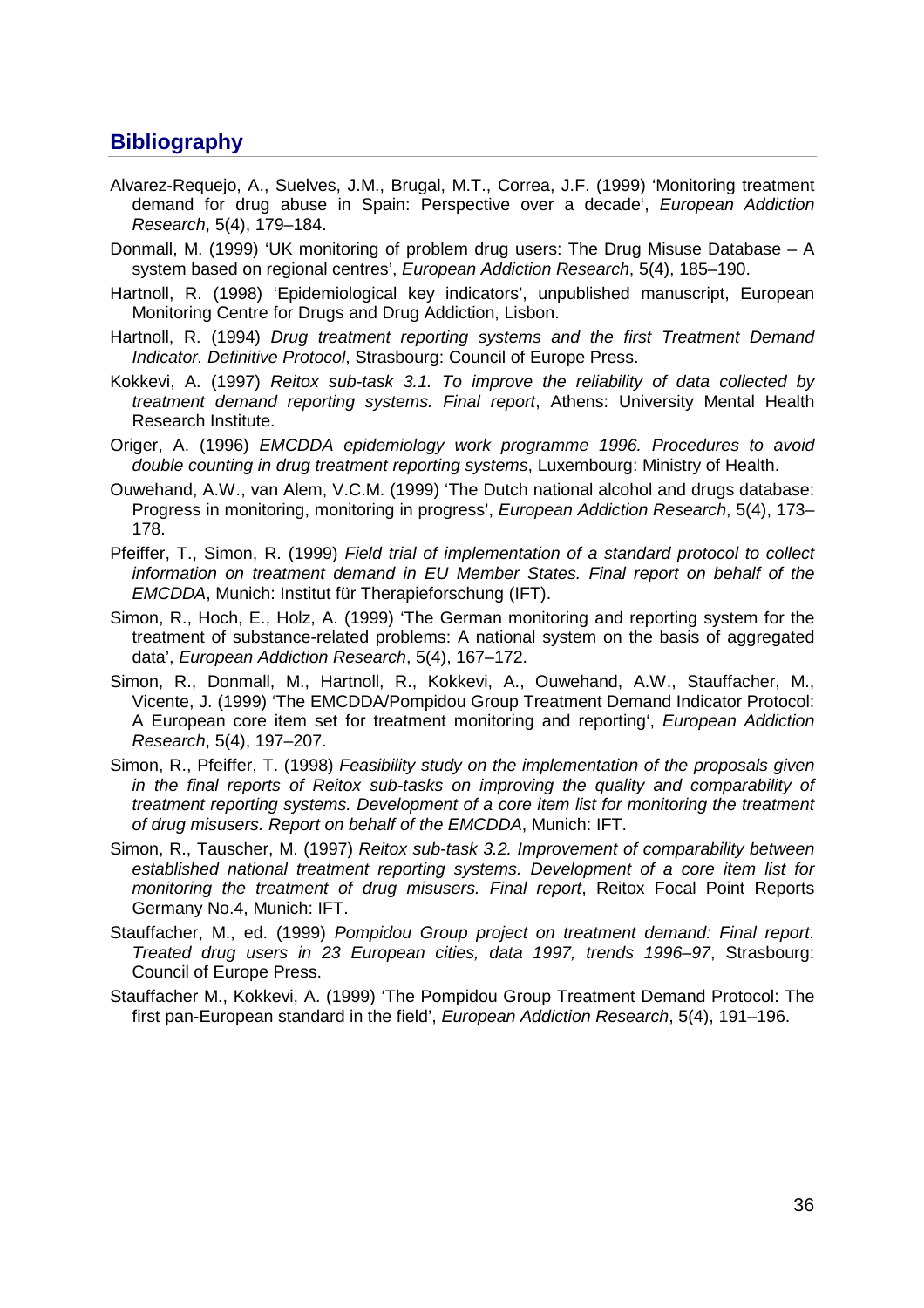## Bibliography

Alvarez-Requejo, A., Suelves, J.M., Brugal, M.T., Correa, J.F. (1999) 'Monitoring treatment demand for drug abuse in Spain: Perspective over a decade', *European Addiction Research*, 5(4), 179–184.

Donmall, M. (1999) 'UK monitoring of problem drug users: The Drug Misuse Database – A system based on regional centres', *European Addiction Research*, 5(4), 185–190.

Hartnoll, R. (1998) 'Epidemiological key indicators', unpublished manuscript, European Monitoring Centre for Drugs and Drug Addiction, Lisbon.

Hartnoll, R. (1994) *Drug treatment reporting systems and the first Treatment Demand Indicator. Definitive Protocol*, Strasbourg: Council of Europe Press.

Kokkevi, A. (1997) *Reitox sub-task 3.1. To improve the reliability of data collected by treatment demand reporting systems. Final report*, Athens: University Mental Health Research Institute.

Origer, A. (1996) *EMCDDA epidemiology work programme 1996. Procedures to avoid double counting in drug treatment reporting systems*, Luxembourg: Ministry of Health.

Ouwehand, A.W., van Alem, V.C.M. (1999) 'The Dutch national alcohol and drugs database: Progress in monitoring, monitoring in progress', *European Addiction Research*, 5(4), 173–178.

Pfeiffer, T., Simon, R. (1999) *Field trial of implementation of a standard protocol to collect information on treatment demand in EU Member States. Final report on behalf of the EMCDDA*, Munich: Institut für Therapieforschung (IFT).

Simon, R., Hoch, E., Holz, A. (1999) 'The German monitoring and reporting system for the treatment of substance-related problems: A national system on the basis of aggregated data', *European Addiction Research*, 5(4), 167–172.

Simon, R., Donmall, M., Hartnoll, R., Kokkevi, A., Ouwehand, A.W., Stauffacher, M., Vicente, J. (1999) 'The EMCDDA/Pompidou Group Treatment Demand Indicator Protocol: A European core item set for treatment monitoring and reporting', *European Addiction Research*, 5(4), 197–207.

Simon, R., Pfeiffer, T. (1998) *Feasibility study on the implementation of the proposals given in the final reports of Reitox sub-tasks on improving the quality and comparability of treatment reporting systems. Development of a core item list for monitoring the treatment of drug misusers. Report on behalf of the EMCDDA*, Munich: IFT.

Simon, R., Tauscher, M. (1997) *Reitox sub-task 3.2. Improvement of comparability between established national treatment reporting systems. Development of a core item list for monitoring the treatment of drug misusers. Final report*, Reitox Focal Point Reports Germany No.4, Munich: IFT.

Stauffacher, M., ed. (1999) *Pompidou Group project on treatment demand: Final report. Treated drug users in 23 European cities, data 1997, trends 1996–97*, Strasbourg: Council of Europe Press.

Stauffacher M., Kokkevi, A. (1999) 'The Pompidou Group Treatment Demand Protocol: The first pan-European standard in the field', *European Addiction Research*, 5(4), 191–196.